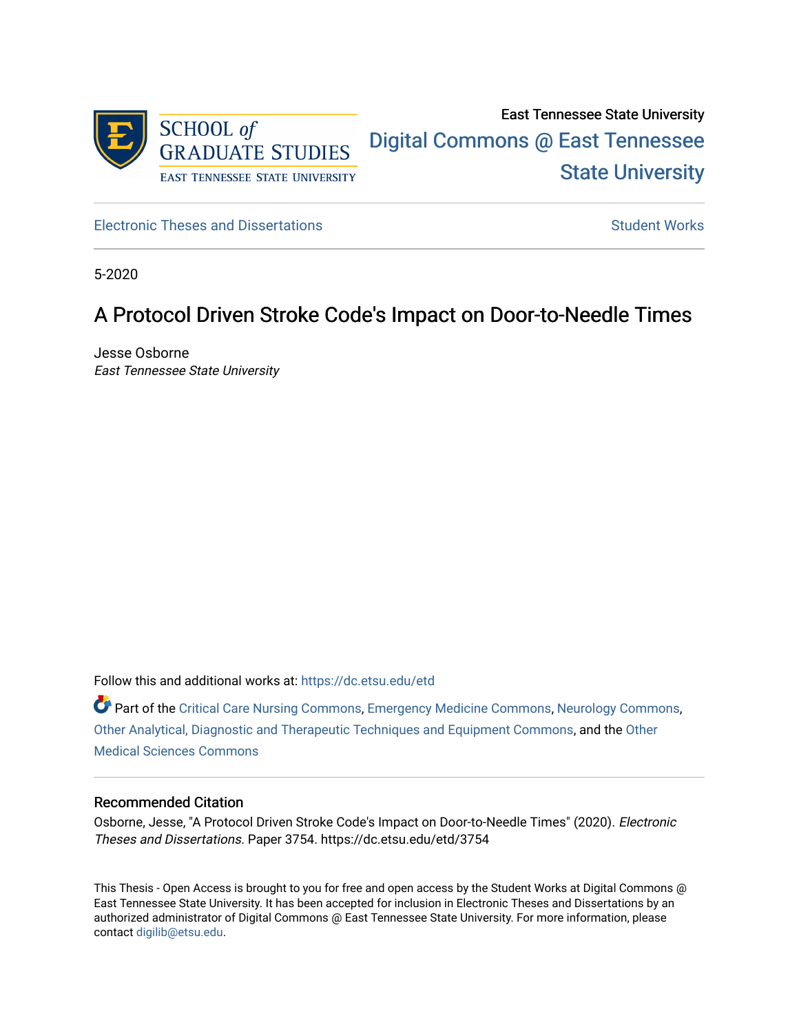East Tennessee State University

Digital Commons @ East Tennessee State University

Electronic Theses and Dissertations

Student Works

5-2020

# A Protocol Driven Stroke Code's Impact on Door-to-Needle Times

Jesse Osborne
*East Tennessee State University*

Follow this and additional works at: https://dc.etsu.edu/etd

Part of the Critical Care Nursing Commons, Emergency Medicine Commons, Neurology Commons, Other Analytical, Diagnostic and Therapeutic Techniques and Equipment Commons, and the Other Medical Sciences Commons

### Recommended Citation

Osborne, Jesse, "A Protocol Driven Stroke Code's Impact on Door-to-Needle Times" (2020). *Electronic Theses and Dissertations.* Paper 3754. https://dc.etsu.edu/etd/3754

This Thesis - Open Access is brought to you for free and open access by the Student Works at Digital Commons @ East Tennessee State University. It has been accepted for inclusion in Electronic Theses and Dissertations by an authorized administrator of Digital Commons @ East Tennessee State University. For more information, please contact digilib@etsu.edu.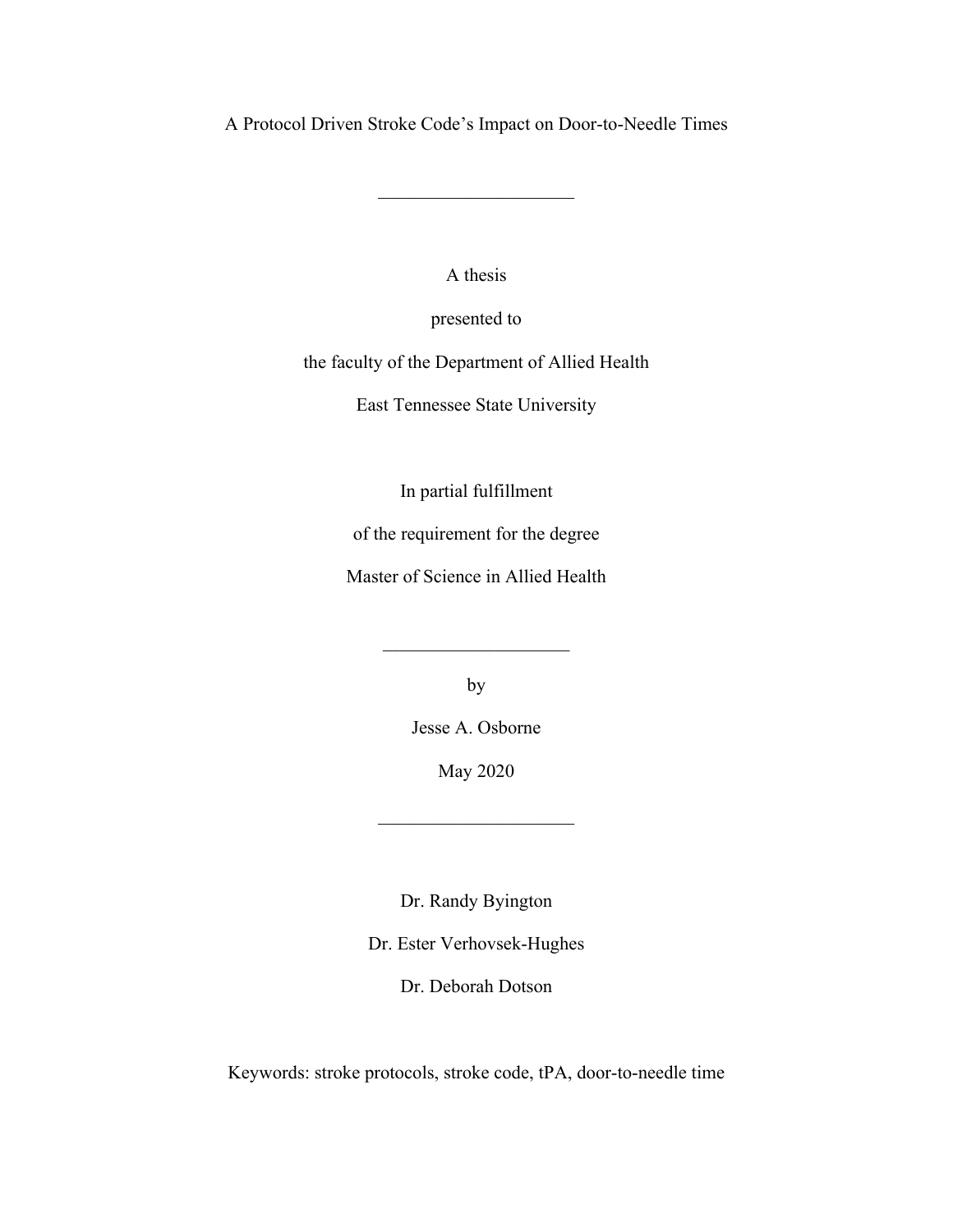A Protocol Driven Stroke Code's Impact on Door-to-Needle Times

---

A thesis

presented to

the faculty of the Department of Allied Health

East Tennessee State University

In partial fulfillment

of the requirement for the degree

Master of Science in Allied Health

---

by

Jesse A. Osborne

May 2020

---

Dr. Randy Byington

Dr. Ester Verhovsek-Hughes

Dr. Deborah Dotson

Keywords: stroke protocols, stroke code, tPA, door-to-needle time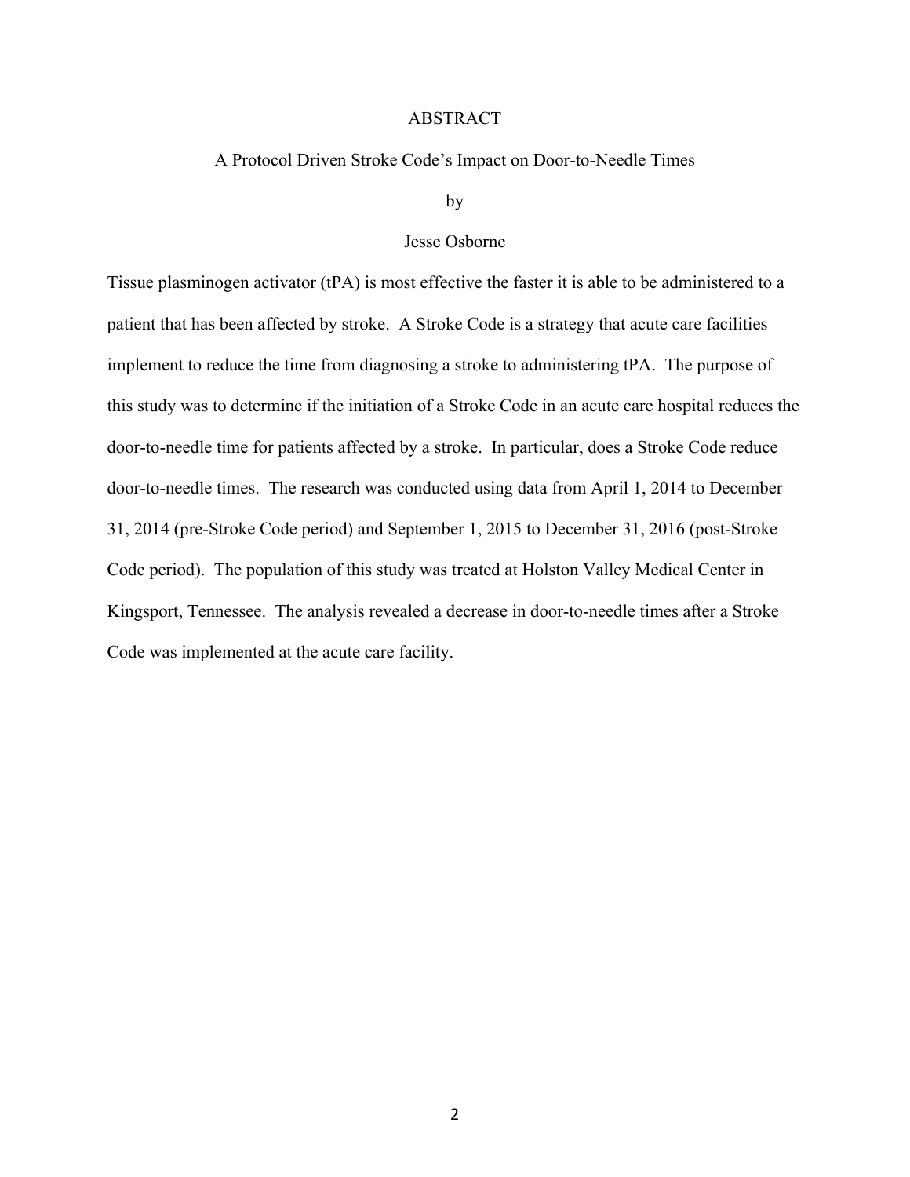# ABSTRACT

## A Protocol Driven Stroke Code's Impact on Door-to-Needle Times

by

Jesse Osborne

Tissue plasminogen activator (tPA) is most effective the faster it is able to be administered to a patient that has been affected by stroke. A Stroke Code is a strategy that acute care facilities implement to reduce the time from diagnosing a stroke to administering tPA. The purpose of this study was to determine if the initiation of a Stroke Code in an acute care hospital reduces the door-to-needle time for patients affected by a stroke. In particular, does a Stroke Code reduce door-to-needle times. The research was conducted using data from April 1, 2014 to December 31, 2014 (pre-Stroke Code period) and September 1, 2015 to December 31, 2016 (post-Stroke Code period). The population of this study was treated at Holston Valley Medical Center in Kingsport, Tennessee. The analysis revealed a decrease in door-to-needle times after a Stroke Code was implemented at the acute care facility.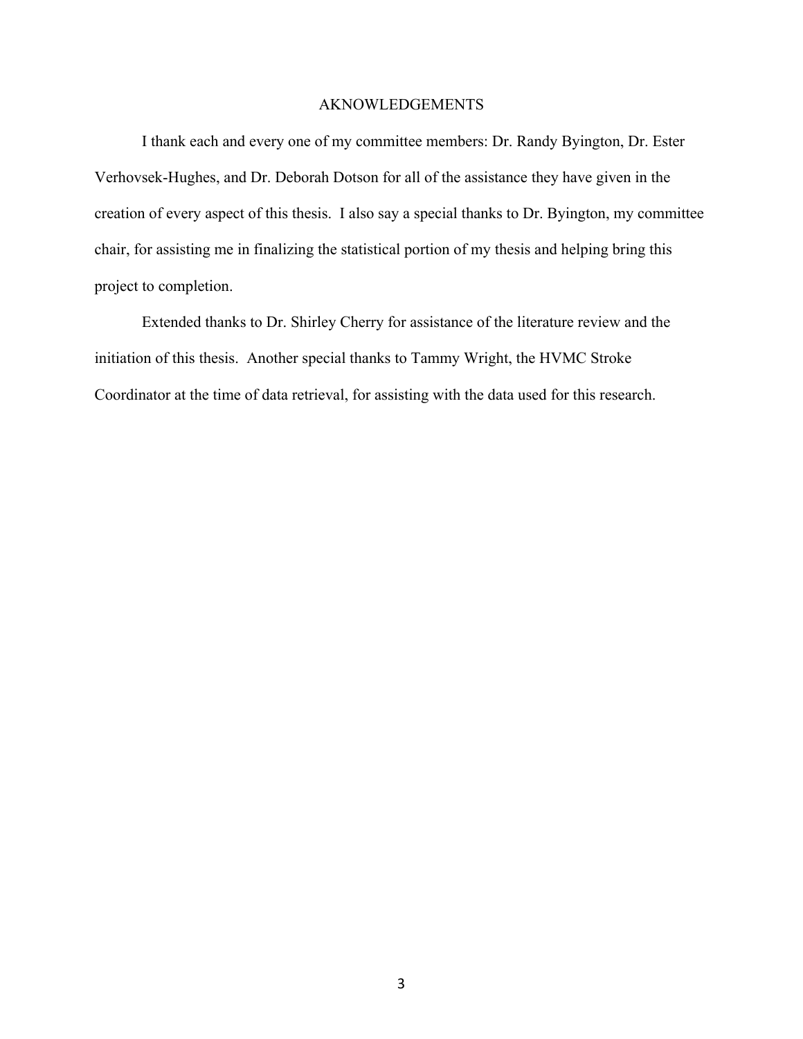# AKNOWLEDGEMENTS

I thank each and every one of my committee members: Dr. Randy Byington, Dr. Ester Verhovsek-Hughes, and Dr. Deborah Dotson for all of the assistance they have given in the creation of every aspect of this thesis. I also say a special thanks to Dr. Byington, my committee chair, for assisting me in finalizing the statistical portion of my thesis and helping bring this project to completion.

Extended thanks to Dr. Shirley Cherry for assistance of the literature review and the initiation of this thesis. Another special thanks to Tammy Wright, the HVMC Stroke Coordinator at the time of data retrieval, for assisting with the data used for this research.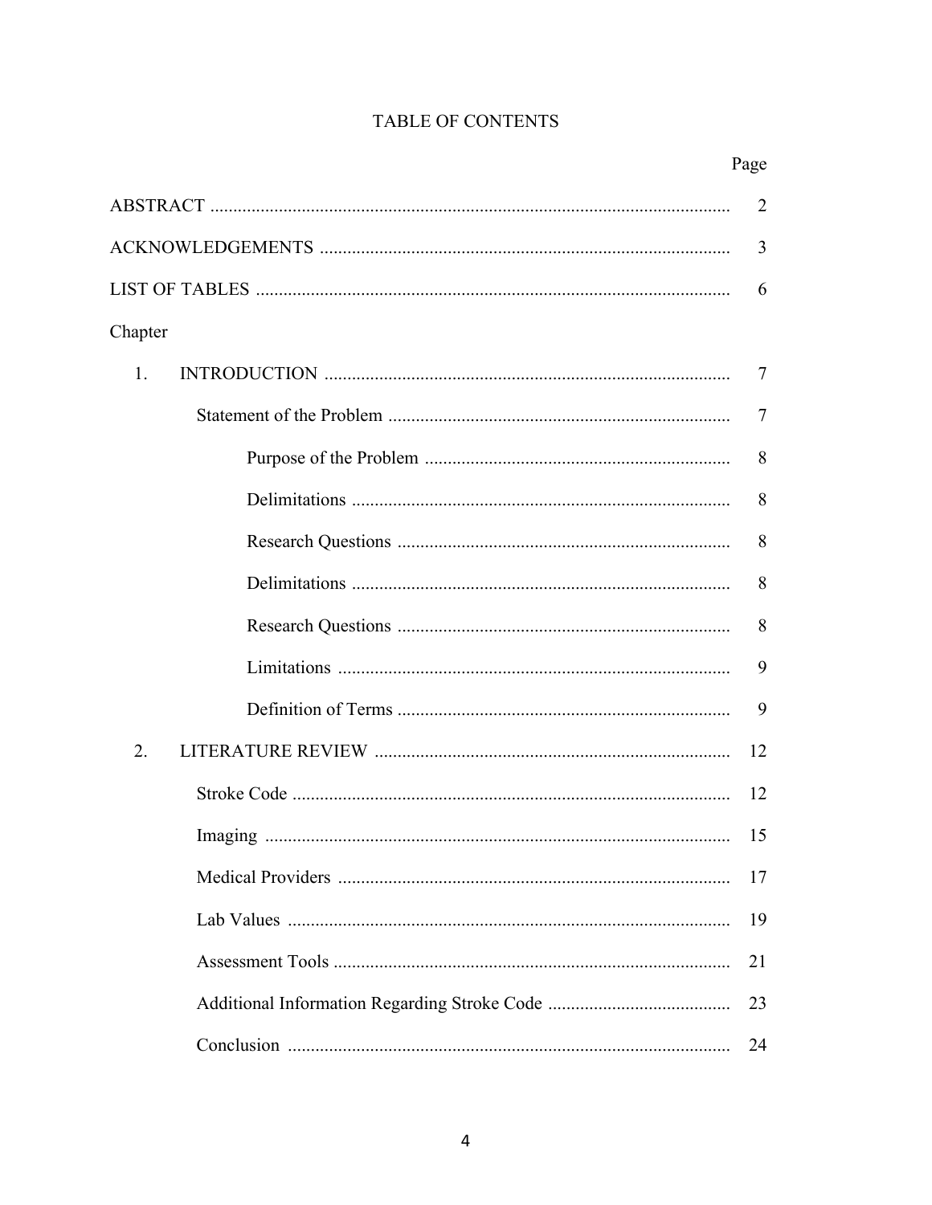# TABLE OF CONTENTS

| | Page |
|---|---|
| ABSTRACT | 2 |
| ACKNOWLEDGEMENTS | 3 |
| LIST OF TABLES | 6 |
| Chapter | |
| 1. INTRODUCTION | 7 |
| Statement of the Problem | 7 |
| Purpose of the Problem | 8 |
| Delimitations | 8 |
| Research Questions | 8 |
| Delimitations | 8 |
| Research Questions | 8 |
| Limitations | 9 |
| Definition of Terms | 9 |
| 2. LITERATURE REVIEW | 12 |
| Stroke Code | 12 |
| Imaging | 15 |
| Medical Providers | 17 |
| Lab Values | 19 |
| Assessment Tools | 21 |
| Additional Information Regarding Stroke Code | 23 |
| Conclusion | 24 |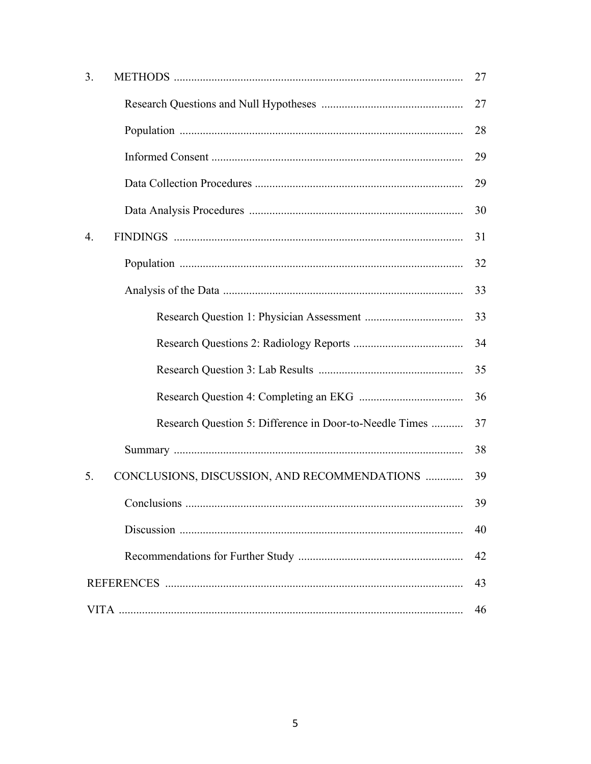3. METHODS ........................................................................................ 27

    Research Questions and Null Hypotheses ................................................ 27

    Population ........................................................................................ 28

    Informed Consent ................................................................................ 29

    Data Collection Procedures .................................................................. 29

    Data Analysis Procedures .................................................................... 30

4. FINDINGS ........................................................................................ 31

    Population ........................................................................................ 32

    Analysis of the Data ............................................................................ 33

        Research Question 1: Physician Assessment ..................................... 33

        Research Questions 2: Radiology Reports ......................................... 34

        Research Question 3: Lab Results .................................................... 35

        Research Question 4: Completing an EKG ....................................... 36

        Research Question 5: Difference in Door-to-Needle Times ............... 37

    Summary ........................................................................................... 38

5. CONCLUSIONS, DISCUSSION, AND RECOMMENDATIONS ............. 39

    Conclusions ....................................................................................... 39

    Discussion ......................................................................................... 40

    Recommendations for Further Study .................................................... 42

REFERENCES ........................................................................................ 43

VITA ...................................................................................................... 46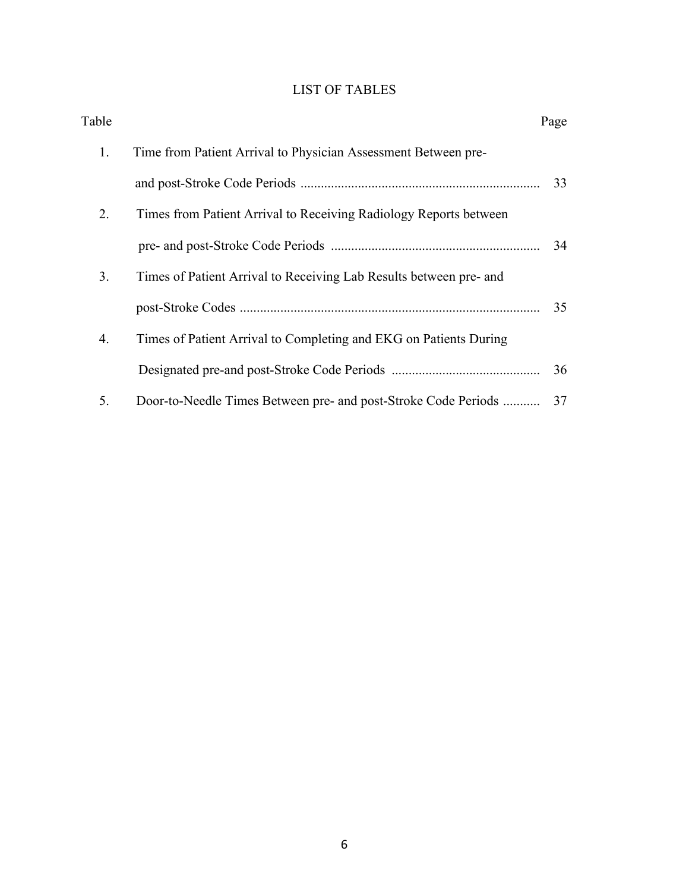# LIST OF TABLES

| Table | | Page |
|---|---|---|
| 1. | Time from Patient Arrival to Physician Assessment Between pre- and post-Stroke Code Periods | 33 |
| 2. | Times from Patient Arrival to Receiving Radiology Reports between pre- and post-Stroke Code Periods | 34 |
| 3. | Times of Patient Arrival to Receiving Lab Results between pre- and post-Stroke Codes | 35 |
| 4. | Times of Patient Arrival to Completing and EKG on Patients During Designated pre-and post-Stroke Code Periods | 36 |
| 5. | Door-to-Needle Times Between pre- and post-Stroke Code Periods | 37 |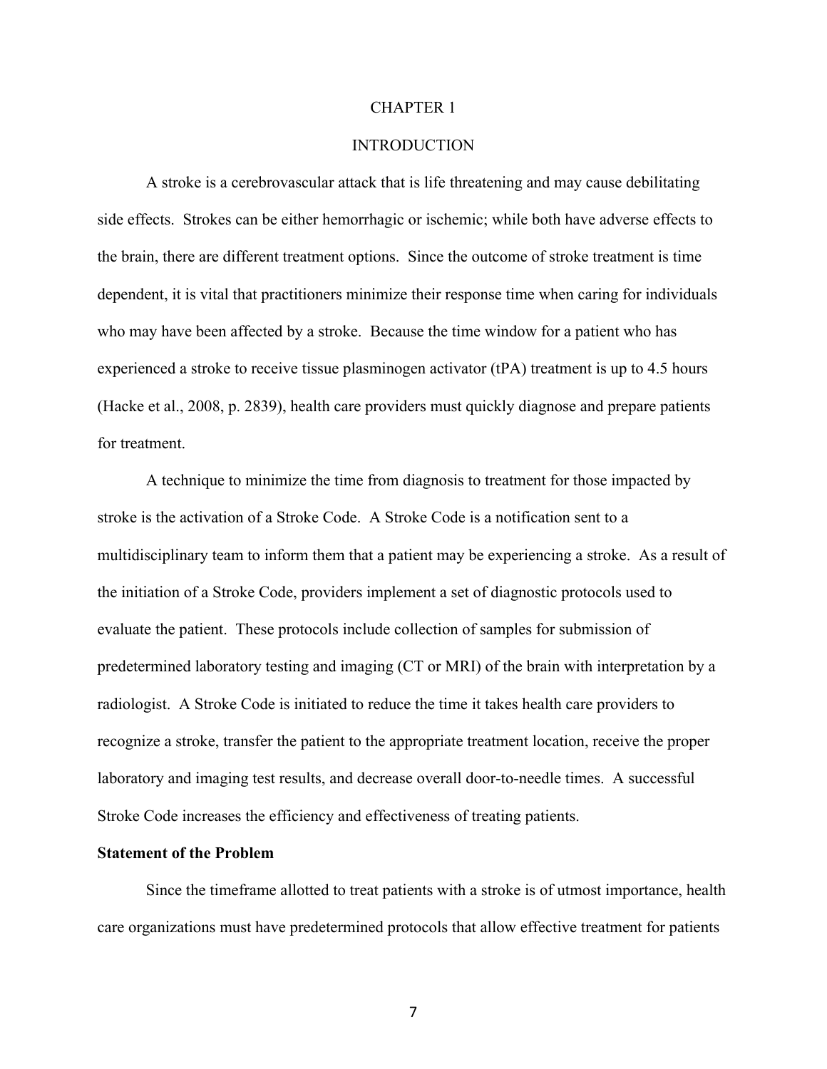# CHAPTER 1

# INTRODUCTION

A stroke is a cerebrovascular attack that is life threatening and may cause debilitating side effects. Strokes can be either hemorrhagic or ischemic; while both have adverse effects to the brain, there are different treatment options. Since the outcome of stroke treatment is time dependent, it is vital that practitioners minimize their response time when caring for individuals who may have been affected by a stroke. Because the time window for a patient who has experienced a stroke to receive tissue plasminogen activator (tPA) treatment is up to 4.5 hours (Hacke et al., 2008, p. 2839), health care providers must quickly diagnose and prepare patients for treatment.

A technique to minimize the time from diagnosis to treatment for those impacted by stroke is the activation of a Stroke Code. A Stroke Code is a notification sent to a multidisciplinary team to inform them that a patient may be experiencing a stroke. As a result of the initiation of a Stroke Code, providers implement a set of diagnostic protocols used to evaluate the patient. These protocols include collection of samples for submission of predetermined laboratory testing and imaging (CT or MRI) of the brain with interpretation by a radiologist. A Stroke Code is initiated to reduce the time it takes health care providers to recognize a stroke, transfer the patient to the appropriate treatment location, receive the proper laboratory and imaging test results, and decrease overall door-to-needle times. A successful Stroke Code increases the efficiency and effectiveness of treating patients.

## Statement of the Problem

Since the timeframe allotted to treat patients with a stroke is of utmost importance, health care organizations must have predetermined protocols that allow effective treatment for patients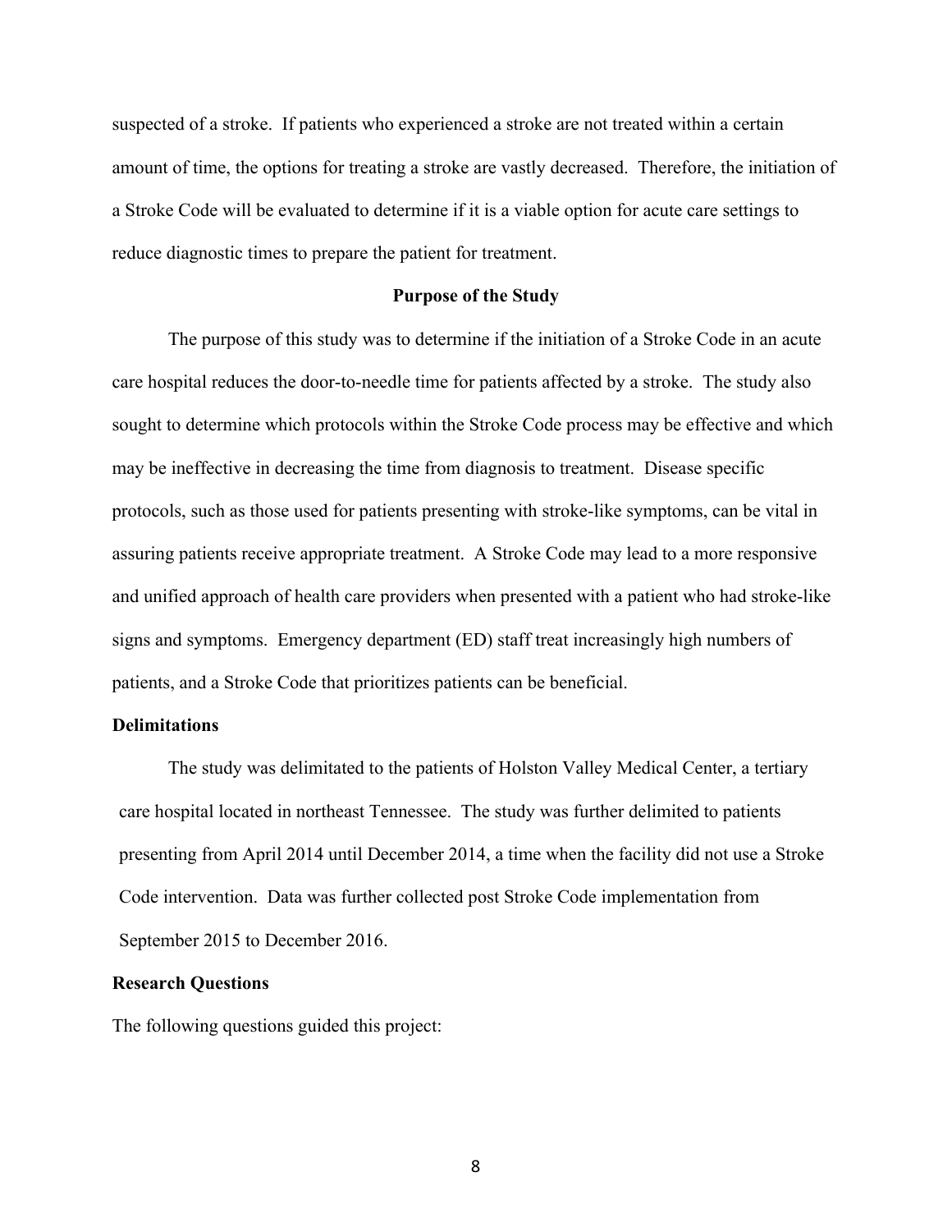suspected of a stroke. If patients who experienced a stroke are not treated within a certain amount of time, the options for treating a stroke are vastly decreased. Therefore, the initiation of a Stroke Code will be evaluated to determine if it is a viable option for acute care settings to reduce diagnostic times to prepare the patient for treatment.

## Purpose of the Study

The purpose of this study was to determine if the initiation of a Stroke Code in an acute care hospital reduces the door-to-needle time for patients affected by a stroke. The study also sought to determine which protocols within the Stroke Code process may be effective and which may be ineffective in decreasing the time from diagnosis to treatment. Disease specific protocols, such as those used for patients presenting with stroke-like symptoms, can be vital in assuring patients receive appropriate treatment. A Stroke Code may lead to a more responsive and unified approach of health care providers when presented with a patient who had stroke-like signs and symptoms. Emergency department (ED) staff treat increasingly high numbers of patients, and a Stroke Code that prioritizes patients can be beneficial.

### Delimitations

The study was delimitated to the patients of Holston Valley Medical Center, a tertiary care hospital located in northeast Tennessee. The study was further delimited to patients presenting from April 2014 until December 2014, a time when the facility did not use a Stroke Code intervention. Data was further collected post Stroke Code implementation from September 2015 to December 2016.

### Research Questions

The following questions guided this project: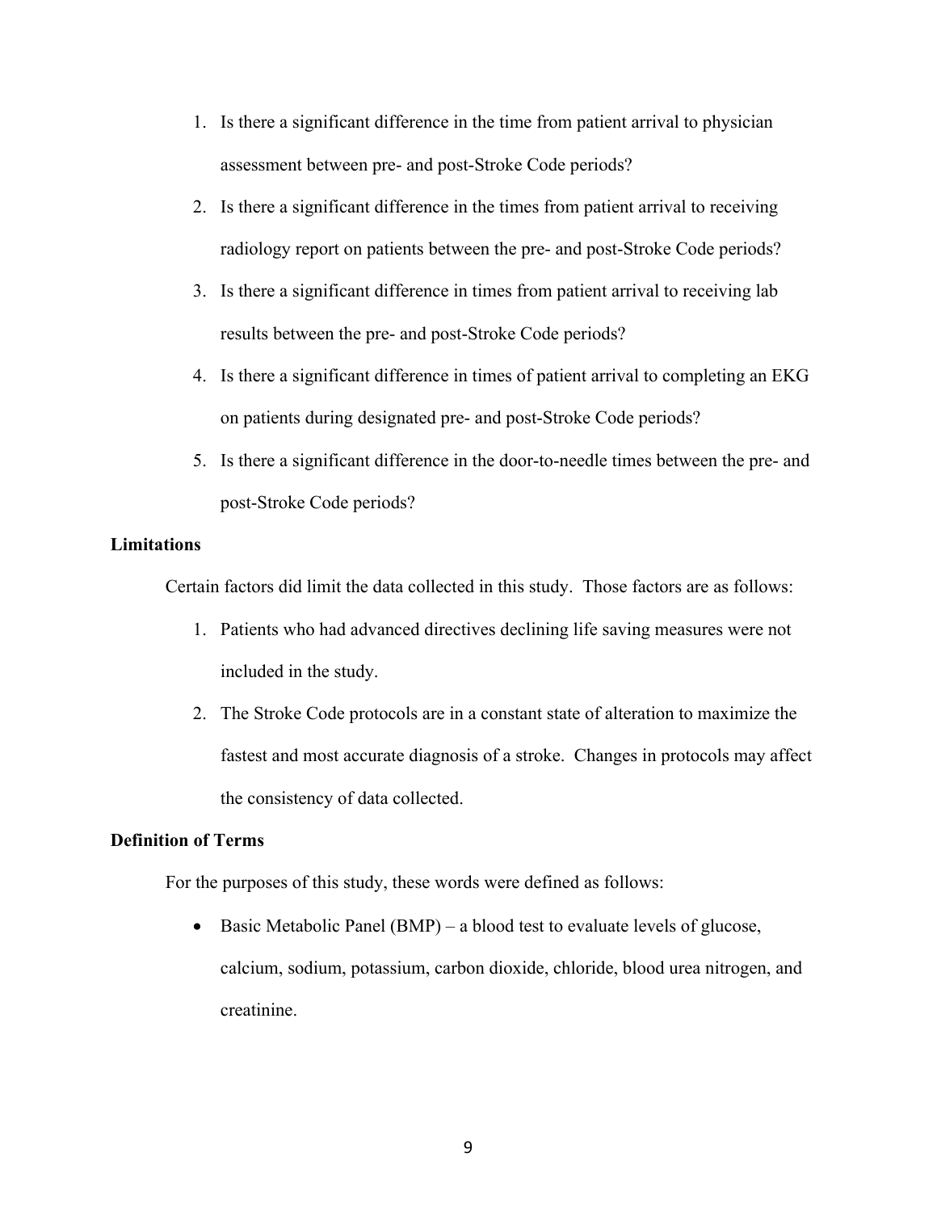1. Is there a significant difference in the time from patient arrival to physician assessment between pre- and post-Stroke Code periods?
2. Is there a significant difference in the times from patient arrival to receiving radiology report on patients between the pre- and post-Stroke Code periods?
3. Is there a significant difference in times from patient arrival to receiving lab results between the pre- and post-Stroke Code periods?
4. Is there a significant difference in times of patient arrival to completing an EKG on patients during designated pre- and post-Stroke Code periods?
5. Is there a significant difference in the door-to-needle times between the pre- and post-Stroke Code periods?

## Limitations

Certain factors did limit the data collected in this study. Those factors are as follows:

1. Patients who had advanced directives declining life saving measures were not included in the study.
2. The Stroke Code protocols are in a constant state of alteration to maximize the fastest and most accurate diagnosis of a stroke. Changes in protocols may affect the consistency of data collected.

## Definition of Terms

For the purposes of this study, these words were defined as follows:

- Basic Metabolic Panel (BMP) – a blood test to evaluate levels of glucose, calcium, sodium, potassium, carbon dioxide, chloride, blood urea nitrogen, and creatinine.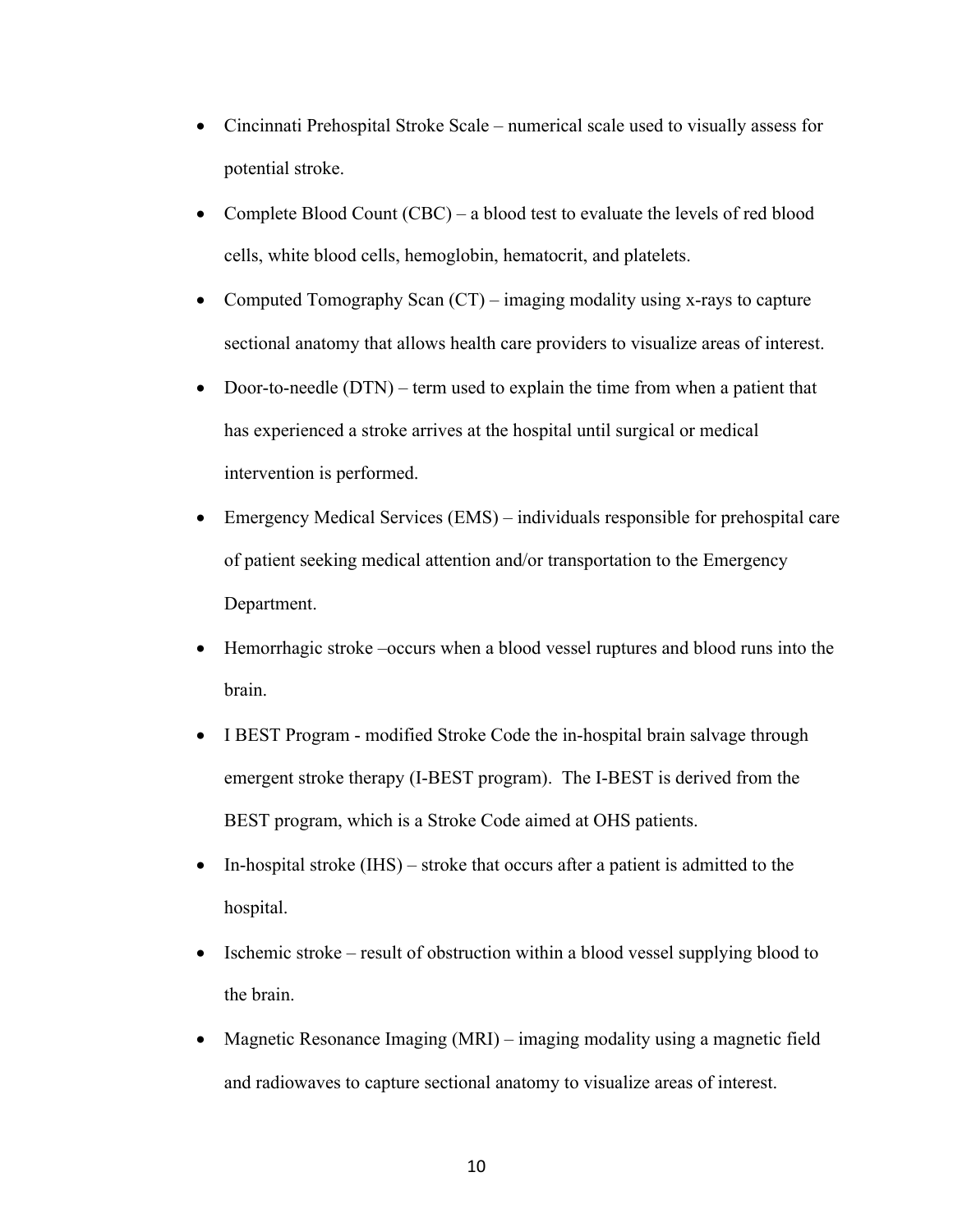- Cincinnati Prehospital Stroke Scale – numerical scale used to visually assess for potential stroke.
- Complete Blood Count (CBC) – a blood test to evaluate the levels of red blood cells, white blood cells, hemoglobin, hematocrit, and platelets.
- Computed Tomography Scan (CT) – imaging modality using x-rays to capture sectional anatomy that allows health care providers to visualize areas of interest.
- Door-to-needle (DTN) – term used to explain the time from when a patient that has experienced a stroke arrives at the hospital until surgical or medical intervention is performed.
- Emergency Medical Services (EMS) – individuals responsible for prehospital care of patient seeking medical attention and/or transportation to the Emergency Department.
- Hemorrhagic stroke –occurs when a blood vessel ruptures and blood runs into the brain.
- I BEST Program - modified Stroke Code the in-hospital brain salvage through emergent stroke therapy (I-BEST program). The I-BEST is derived from the BEST program, which is a Stroke Code aimed at OHS patients.
- In-hospital stroke (IHS) – stroke that occurs after a patient is admitted to the hospital.
- Ischemic stroke – result of obstruction within a blood vessel supplying blood to the brain.
- Magnetic Resonance Imaging (MRI) – imaging modality using a magnetic field and radiowaves to capture sectional anatomy to visualize areas of interest.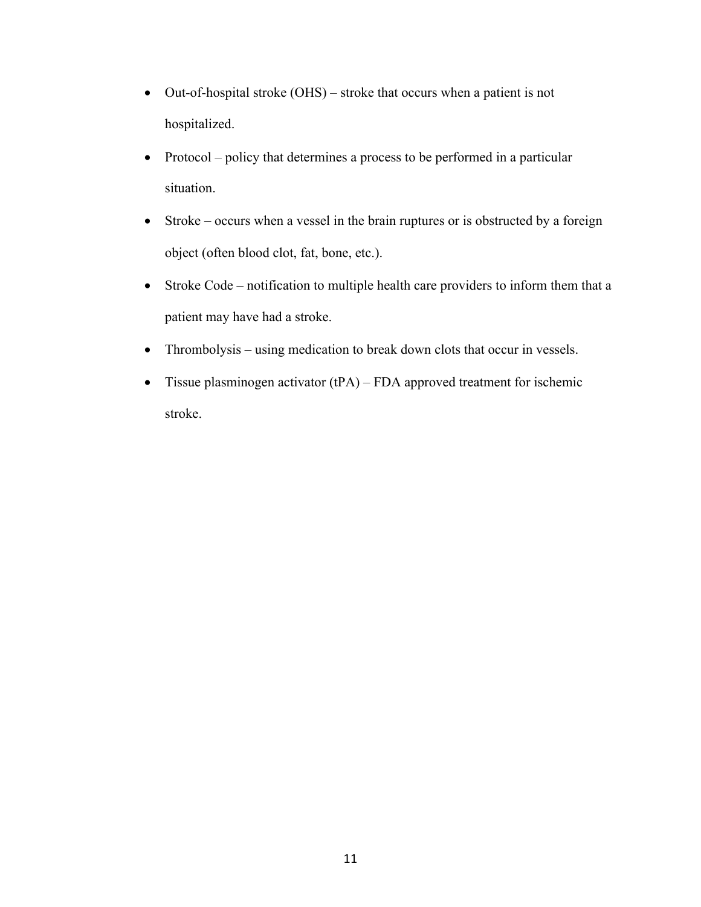- Out-of-hospital stroke (OHS) – stroke that occurs when a patient is not hospitalized.
- Protocol – policy that determines a process to be performed in a particular situation.
- Stroke – occurs when a vessel in the brain ruptures or is obstructed by a foreign object (often blood clot, fat, bone, etc.).
- Stroke Code – notification to multiple health care providers to inform them that a patient may have had a stroke.
- Thrombolysis – using medication to break down clots that occur in vessels.
- Tissue plasminogen activator (tPA) – FDA approved treatment for ischemic stroke.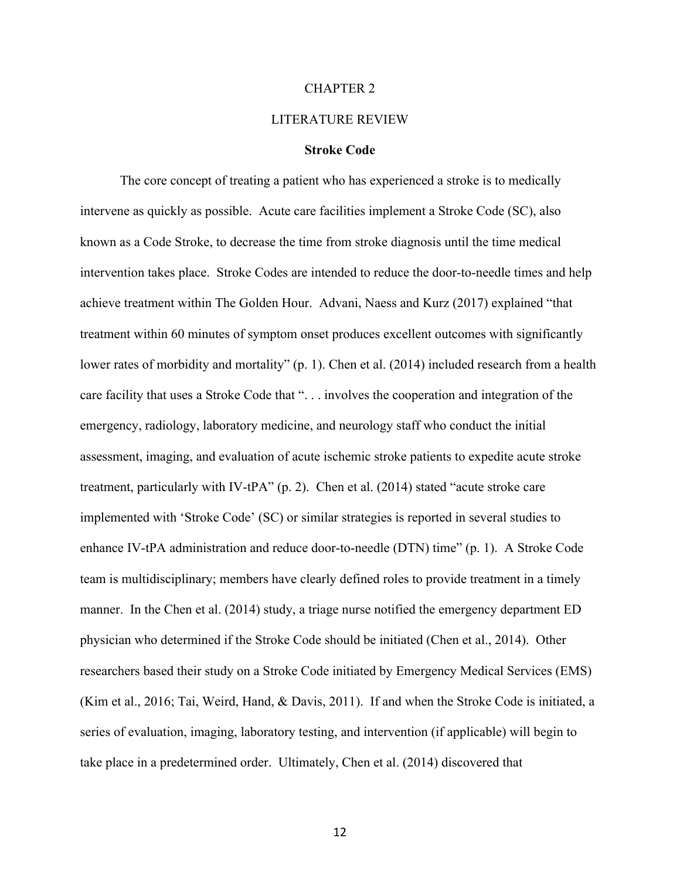# CHAPTER 2

# LITERATURE REVIEW

## Stroke Code

The core concept of treating a patient who has experienced a stroke is to medically intervene as quickly as possible. Acute care facilities implement a Stroke Code (SC), also known as a Code Stroke, to decrease the time from stroke diagnosis until the time medical intervention takes place. Stroke Codes are intended to reduce the door-to-needle times and help achieve treatment within The Golden Hour. Advani, Naess and Kurz (2017) explained "that treatment within 60 minutes of symptom onset produces excellent outcomes with significantly lower rates of morbidity and mortality" (p. 1). Chen et al. (2014) included research from a health care facility that uses a Stroke Code that ". . . involves the cooperation and integration of the emergency, radiology, laboratory medicine, and neurology staff who conduct the initial assessment, imaging, and evaluation of acute ischemic stroke patients to expedite acute stroke treatment, particularly with IV-tPA" (p. 2). Chen et al. (2014) stated "acute stroke care implemented with 'Stroke Code' (SC) or similar strategies is reported in several studies to enhance IV-tPA administration and reduce door-to-needle (DTN) time" (p. 1). A Stroke Code team is multidisciplinary; members have clearly defined roles to provide treatment in a timely manner. In the Chen et al. (2014) study, a triage nurse notified the emergency department ED physician who determined if the Stroke Code should be initiated (Chen et al., 2014). Other researchers based their study on a Stroke Code initiated by Emergency Medical Services (EMS) (Kim et al., 2016; Tai, Weird, Hand, & Davis, 2011). If and when the Stroke Code is initiated, a series of evaluation, imaging, laboratory testing, and intervention (if applicable) will begin to take place in a predetermined order. Ultimately, Chen et al. (2014) discovered that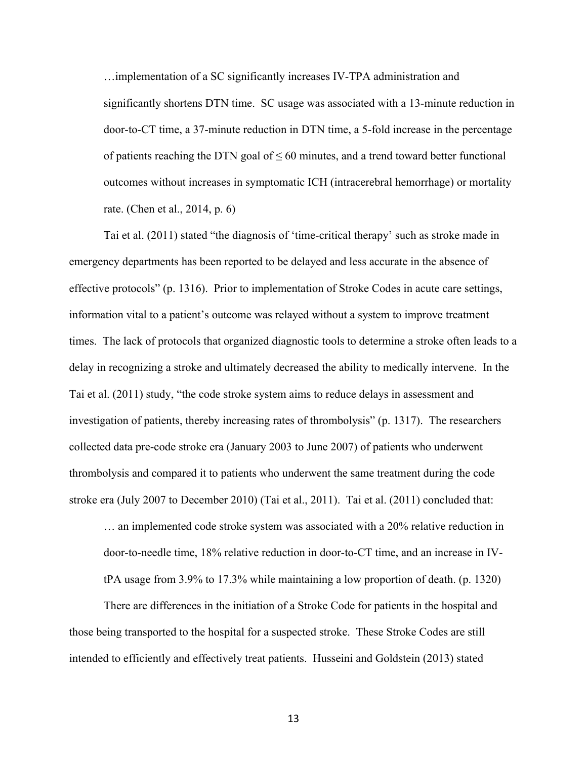> …implementation of a SC significantly increases IV-TPA administration and significantly shortens DTN time. SC usage was associated with a 13-minute reduction in door-to-CT time, a 37-minute reduction in DTN time, a 5-fold increase in the percentage of patients reaching the DTN goal of ≤ 60 minutes, and a trend toward better functional outcomes without increases in symptomatic ICH (intracerebral hemorrhage) or mortality rate. (Chen et al., 2014, p. 6)

Tai et al. (2011) stated "the diagnosis of 'time-critical therapy' such as stroke made in emergency departments has been reported to be delayed and less accurate in the absence of effective protocols" (p. 1316). Prior to implementation of Stroke Codes in acute care settings, information vital to a patient's outcome was relayed without a system to improve treatment times. The lack of protocols that organized diagnostic tools to determine a stroke often leads to a delay in recognizing a stroke and ultimately decreased the ability to medically intervene. In the Tai et al. (2011) study, "the code stroke system aims to reduce delays in assessment and investigation of patients, thereby increasing rates of thrombolysis" (p. 1317). The researchers collected data pre-code stroke era (January 2003 to June 2007) of patients who underwent thrombolysis and compared it to patients who underwent the same treatment during the code stroke era (July 2007 to December 2010) (Tai et al., 2011). Tai et al. (2011) concluded that:

> … an implemented code stroke system was associated with a 20% relative reduction in door-to-needle time, 18% relative reduction in door-to-CT time, and an increase in IV-tPA usage from 3.9% to 17.3% while maintaining a low proportion of death. (p. 1320)

There are differences in the initiation of a Stroke Code for patients in the hospital and those being transported to the hospital for a suspected stroke. These Stroke Codes are still intended to efficiently and effectively treat patients. Husseini and Goldstein (2013) stated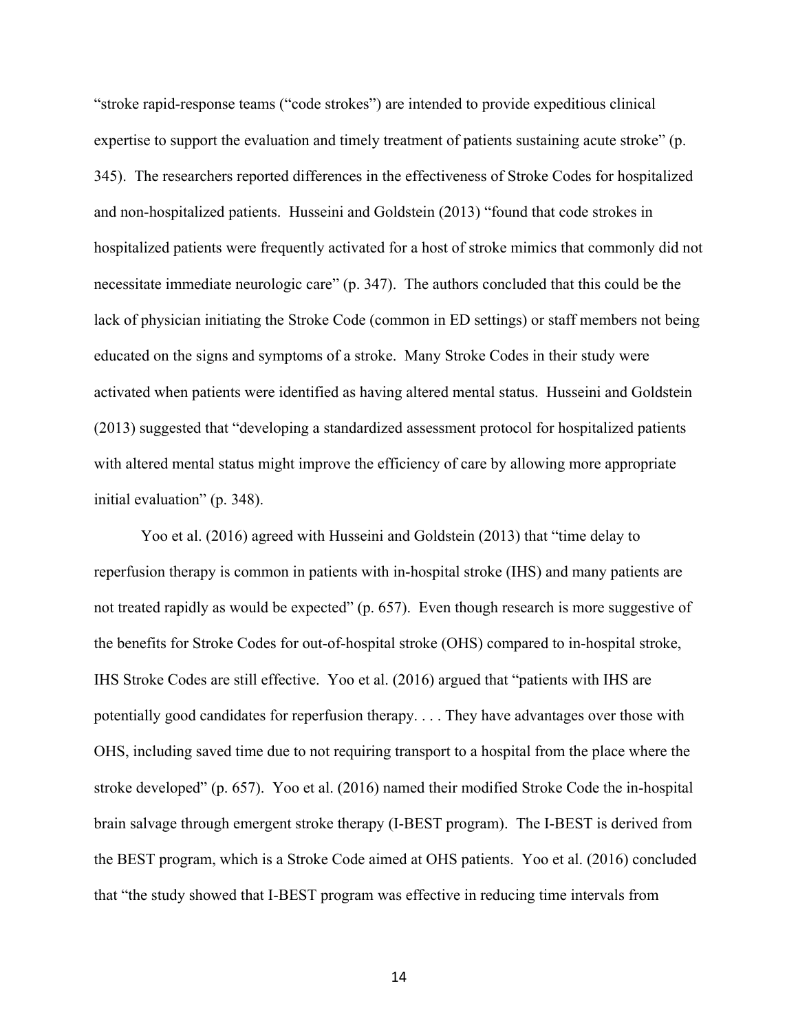"stroke rapid-response teams ("code strokes") are intended to provide expeditious clinical expertise to support the evaluation and timely treatment of patients sustaining acute stroke" (p. 345). The researchers reported differences in the effectiveness of Stroke Codes for hospitalized and non-hospitalized patients. Husseini and Goldstein (2013) "found that code strokes in hospitalized patients were frequently activated for a host of stroke mimics that commonly did not necessitate immediate neurologic care" (p. 347). The authors concluded that this could be the lack of physician initiating the Stroke Code (common in ED settings) or staff members not being educated on the signs and symptoms of a stroke. Many Stroke Codes in their study were activated when patients were identified as having altered mental status. Husseini and Goldstein (2013) suggested that "developing a standardized assessment protocol for hospitalized patients with altered mental status might improve the efficiency of care by allowing more appropriate initial evaluation" (p. 348).

Yoo et al. (2016) agreed with Husseini and Goldstein (2013) that "time delay to reperfusion therapy is common in patients with in-hospital stroke (IHS) and many patients are not treated rapidly as would be expected" (p. 657). Even though research is more suggestive of the benefits for Stroke Codes for out-of-hospital stroke (OHS) compared to in-hospital stroke, IHS Stroke Codes are still effective. Yoo et al. (2016) argued that "patients with IHS are potentially good candidates for reperfusion therapy. . . . They have advantages over those with OHS, including saved time due to not requiring transport to a hospital from the place where the stroke developed" (p. 657). Yoo et al. (2016) named their modified Stroke Code the in-hospital brain salvage through emergent stroke therapy (I-BEST program). The I-BEST is derived from the BEST program, which is a Stroke Code aimed at OHS patients. Yoo et al. (2016) concluded that "the study showed that I-BEST program was effective in reducing time intervals from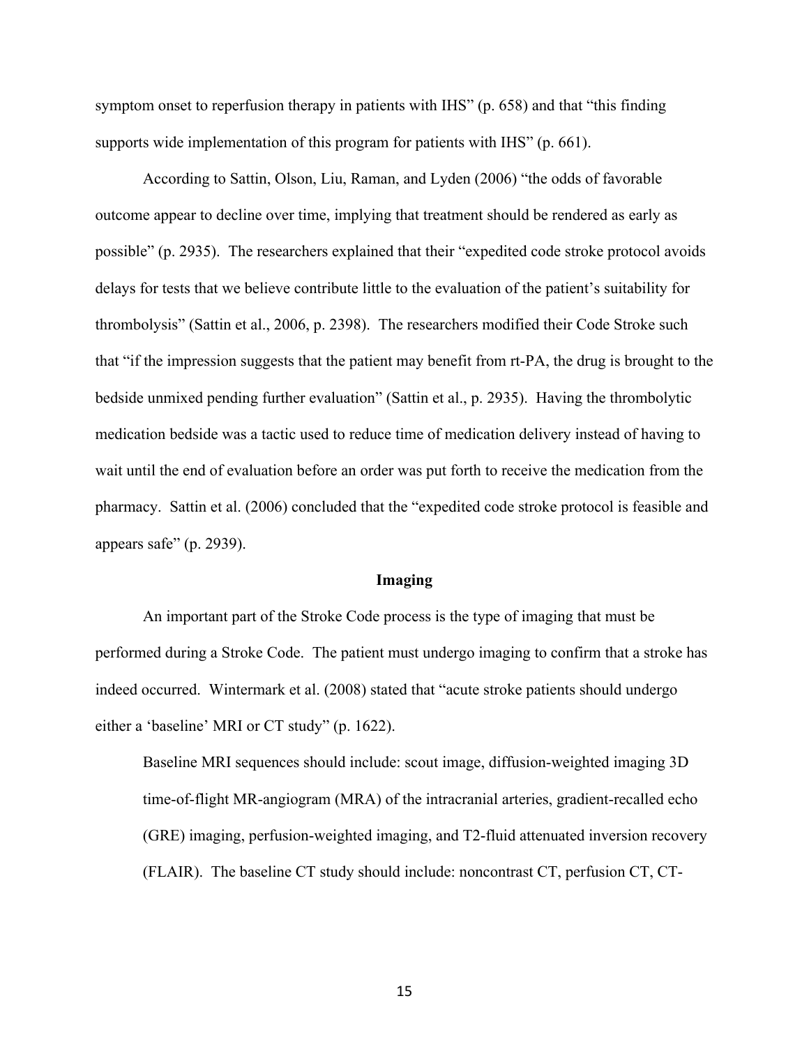symptom onset to reperfusion therapy in patients with IHS" (p. 658) and that "this finding supports wide implementation of this program for patients with IHS" (p. 661).

According to Sattin, Olson, Liu, Raman, and Lyden (2006) "the odds of favorable outcome appear to decline over time, implying that treatment should be rendered as early as possible" (p. 2935). The researchers explained that their "expedited code stroke protocol avoids delays for tests that we believe contribute little to the evaluation of the patient's suitability for thrombolysis" (Sattin et al., 2006, p. 2398). The researchers modified their Code Stroke such that "if the impression suggests that the patient may benefit from rt-PA, the drug is brought to the bedside unmixed pending further evaluation" (Sattin et al., p. 2935). Having the thrombolytic medication bedside was a tactic used to reduce time of medication delivery instead of having to wait until the end of evaluation before an order was put forth to receive the medication from the pharmacy. Sattin et al. (2006) concluded that the "expedited code stroke protocol is feasible and appears safe" (p. 2939).

## Imaging

An important part of the Stroke Code process is the type of imaging that must be performed during a Stroke Code. The patient must undergo imaging to confirm that a stroke has indeed occurred. Wintermark et al. (2008) stated that "acute stroke patients should undergo either a 'baseline' MRI or CT study" (p. 1622).

> Baseline MRI sequences should include: scout image, diffusion-weighted imaging 3D time-of-flight MR-angiogram (MRA) of the intracranial arteries, gradient-recalled echo (GRE) imaging, perfusion-weighted imaging, and T2-fluid attenuated inversion recovery (FLAIR). The baseline CT study should include: noncontrast CT, perfusion CT, CT-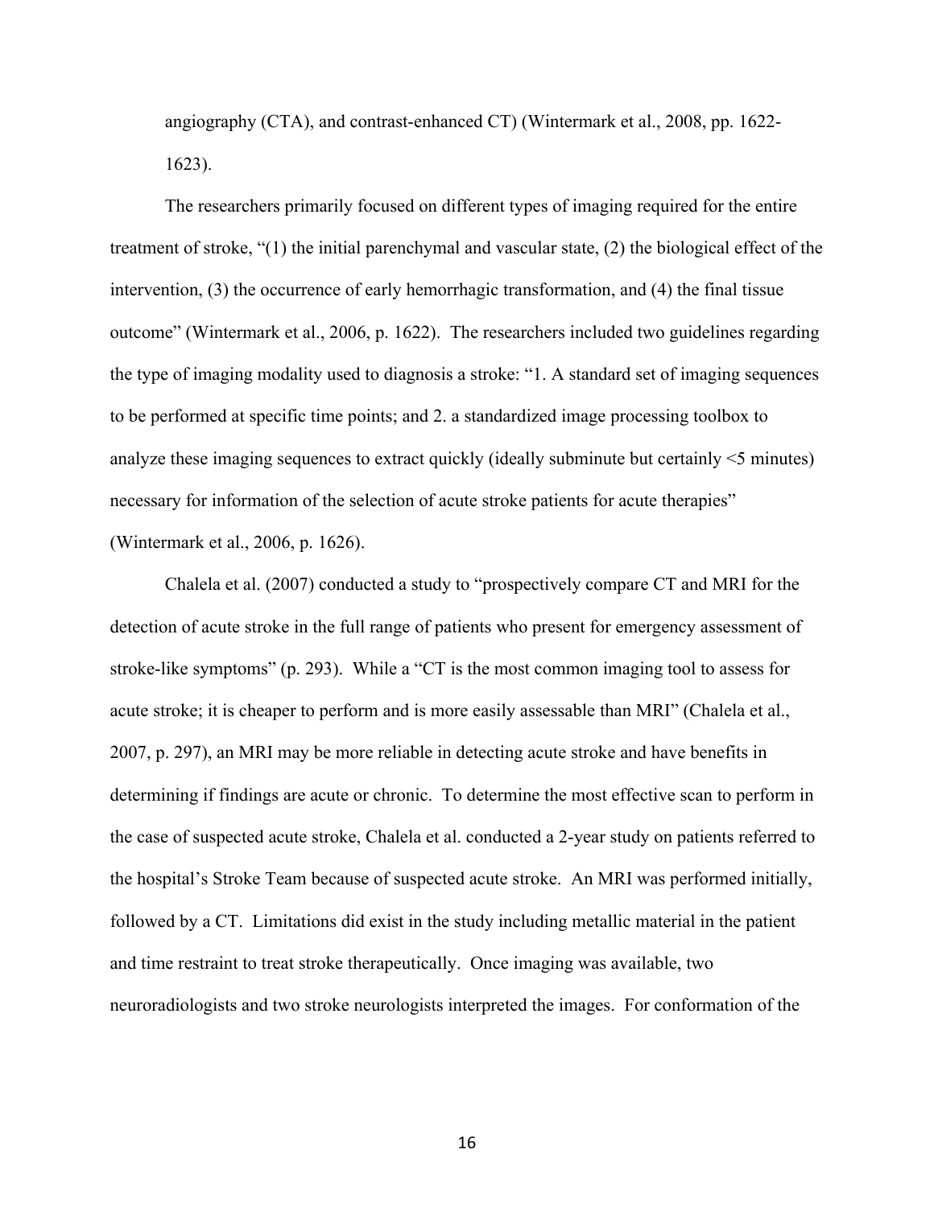angiography (CTA), and contrast-enhanced CT) (Wintermark et al., 2008, pp. 1622-1623).

The researchers primarily focused on different types of imaging required for the entire treatment of stroke, "(1) the initial parenchymal and vascular state, (2) the biological effect of the intervention, (3) the occurrence of early hemorrhagic transformation, and (4) the final tissue outcome" (Wintermark et al., 2006, p. 1622). The researchers included two guidelines regarding the type of imaging modality used to diagnosis a stroke: "1. A standard set of imaging sequences to be performed at specific time points; and 2. a standardized image processing toolbox to analyze these imaging sequences to extract quickly (ideally subminute but certainly <5 minutes) necessary for information of the selection of acute stroke patients for acute therapies" (Wintermark et al., 2006, p. 1626).

Chalela et al. (2007) conducted a study to "prospectively compare CT and MRI for the detection of acute stroke in the full range of patients who present for emergency assessment of stroke-like symptoms" (p. 293). While a "CT is the most common imaging tool to assess for acute stroke; it is cheaper to perform and is more easily assessable than MRI" (Chalela et al., 2007, p. 297), an MRI may be more reliable in detecting acute stroke and have benefits in determining if findings are acute or chronic. To determine the most effective scan to perform in the case of suspected acute stroke, Chalela et al. conducted a 2-year study on patients referred to the hospital's Stroke Team because of suspected acute stroke. An MRI was performed initially, followed by a CT. Limitations did exist in the study including metallic material in the patient and time restraint to treat stroke therapeutically. Once imaging was available, two neuroradiologists and two stroke neurologists interpreted the images. For conformation of the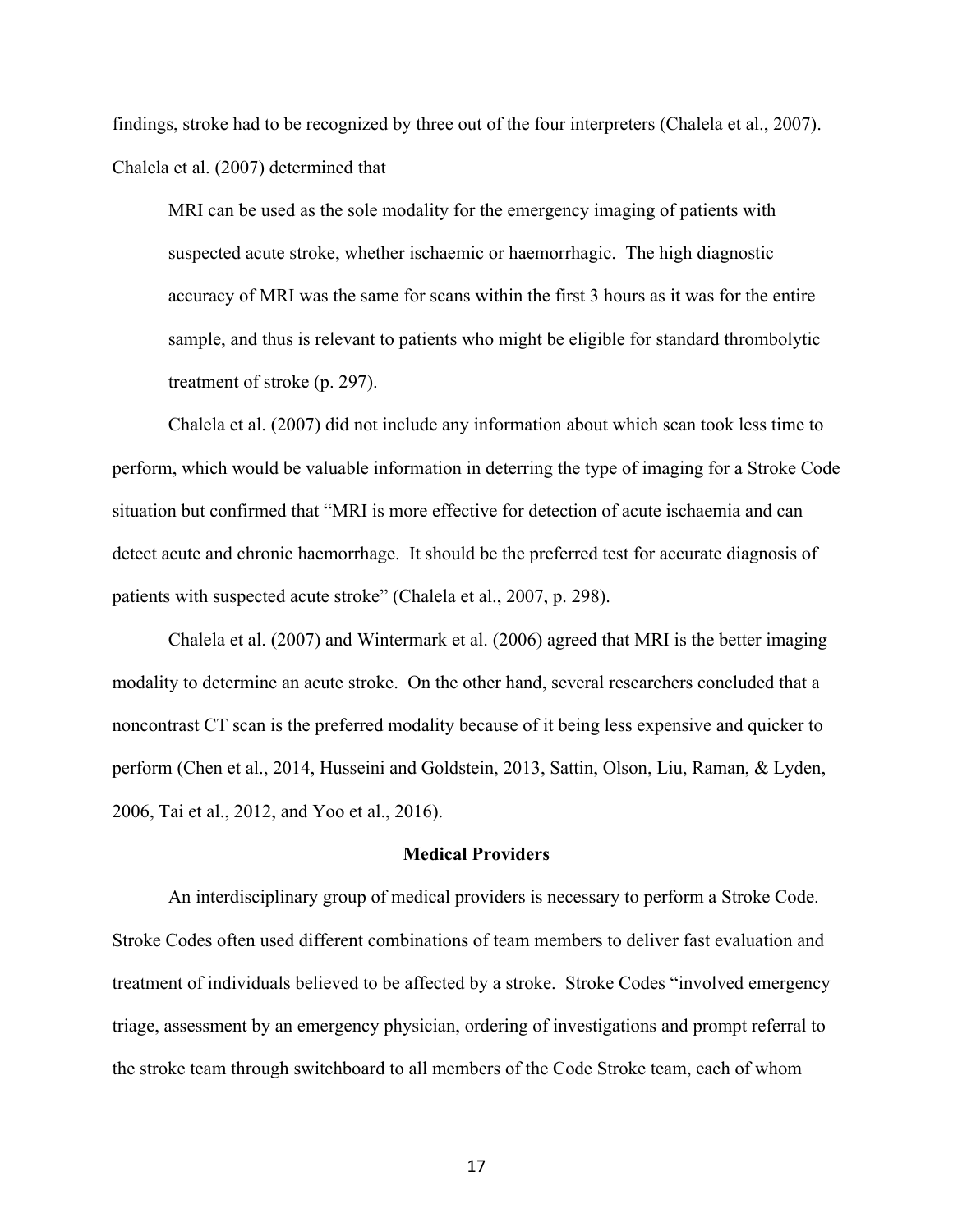findings, stroke had to be recognized by three out of the four interpreters (Chalela et al., 2007). Chalela et al. (2007) determined that

> MRI can be used as the sole modality for the emergency imaging of patients with suspected acute stroke, whether ischaemic or haemorrhagic. The high diagnostic accuracy of MRI was the same for scans within the first 3 hours as it was for the entire sample, and thus is relevant to patients who might be eligible for standard thrombolytic treatment of stroke (p. 297).

Chalela et al. (2007) did not include any information about which scan took less time to perform, which would be valuable information in deterring the type of imaging for a Stroke Code situation but confirmed that "MRI is more effective for detection of acute ischaemia and can detect acute and chronic haemorrhage. It should be the preferred test for accurate diagnosis of patients with suspected acute stroke" (Chalela et al., 2007, p. 298).

Chalela et al. (2007) and Wintermark et al. (2006) agreed that MRI is the better imaging modality to determine an acute stroke. On the other hand, several researchers concluded that a noncontrast CT scan is the preferred modality because of it being less expensive and quicker to perform (Chen et al., 2014, Husseini and Goldstein, 2013, Sattin, Olson, Liu, Raman, & Lyden, 2006, Tai et al., 2012, and Yoo et al., 2016).

## Medical Providers

An interdisciplinary group of medical providers is necessary to perform a Stroke Code. Stroke Codes often used different combinations of team members to deliver fast evaluation and treatment of individuals believed to be affected by a stroke. Stroke Codes "involved emergency triage, assessment by an emergency physician, ordering of investigations and prompt referral to the stroke team through switchboard to all members of the Code Stroke team, each of whom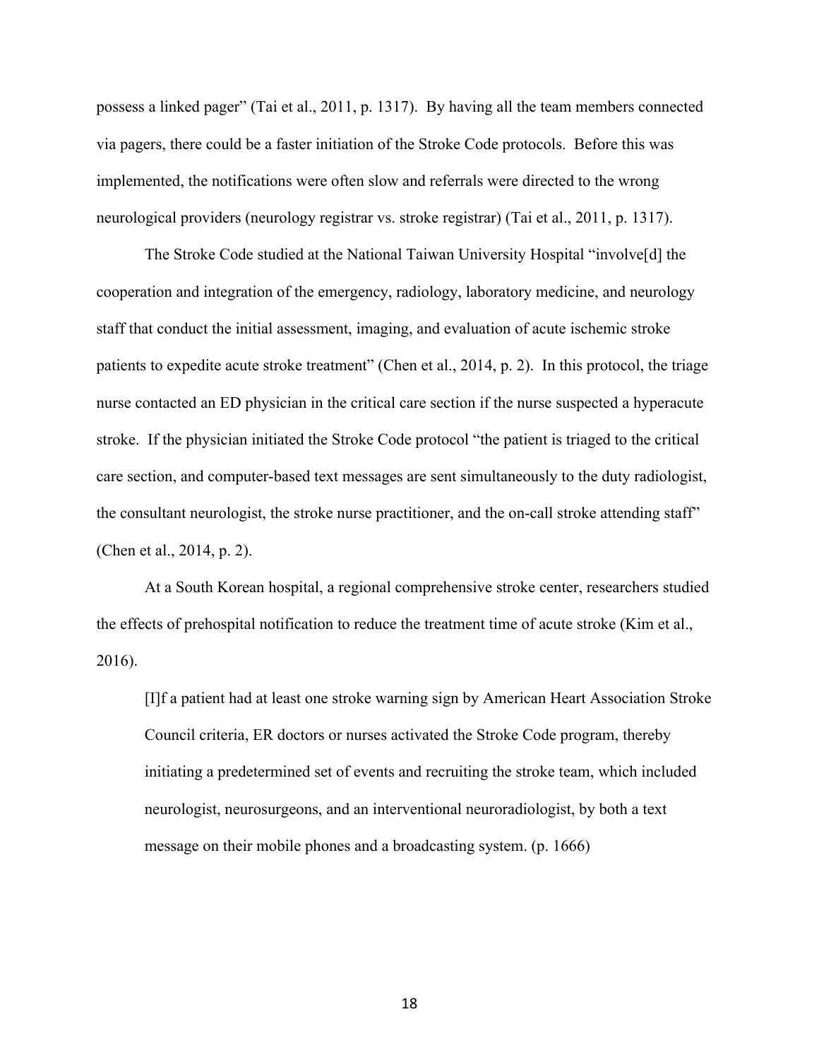possess a linked pager" (Tai et al., 2011, p. 1317). By having all the team members connected via pagers, there could be a faster initiation of the Stroke Code protocols. Before this was implemented, the notifications were often slow and referrals were directed to the wrong neurological providers (neurology registrar vs. stroke registrar) (Tai et al., 2011, p. 1317).

The Stroke Code studied at the National Taiwan University Hospital "involve[d] the cooperation and integration of the emergency, radiology, laboratory medicine, and neurology staff that conduct the initial assessment, imaging, and evaluation of acute ischemic stroke patients to expedite acute stroke treatment" (Chen et al., 2014, p. 2). In this protocol, the triage nurse contacted an ED physician in the critical care section if the nurse suspected a hyperacute stroke. If the physician initiated the Stroke Code protocol "the patient is triaged to the critical care section, and computer-based text messages are sent simultaneously to the duty radiologist, the consultant neurologist, the stroke nurse practitioner, and the on-call stroke attending staff" (Chen et al., 2014, p. 2).

At a South Korean hospital, a regional comprehensive stroke center, researchers studied the effects of prehospital notification to reduce the treatment time of acute stroke (Kim et al., 2016).

> [I]f a patient had at least one stroke warning sign by American Heart Association Stroke Council criteria, ER doctors or nurses activated the Stroke Code program, thereby initiating a predetermined set of events and recruiting the stroke team, which included neurologist, neurosurgeons, and an interventional neuroradiologist, by both a text message on their mobile phones and a broadcasting system. (p. 1666)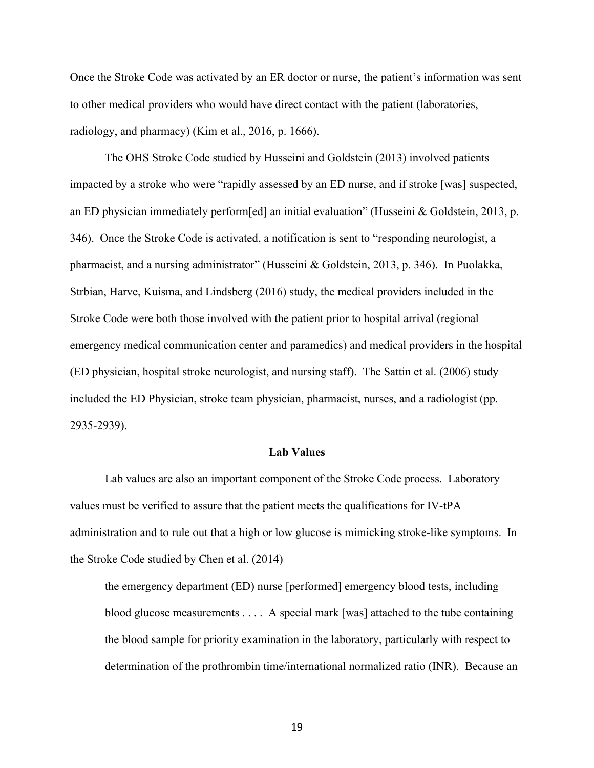Once the Stroke Code was activated by an ER doctor or nurse, the patient's information was sent to other medical providers who would have direct contact with the patient (laboratories, radiology, and pharmacy) (Kim et al., 2016, p. 1666).

The OHS Stroke Code studied by Husseini and Goldstein (2013) involved patients impacted by a stroke who were "rapidly assessed by an ED nurse, and if stroke [was] suspected, an ED physician immediately perform[ed] an initial evaluation" (Husseini & Goldstein, 2013, p. 346). Once the Stroke Code is activated, a notification is sent to "responding neurologist, a pharmacist, and a nursing administrator" (Husseini & Goldstein, 2013, p. 346). In Puolakka, Strbian, Harve, Kuisma, and Lindsberg (2016) study, the medical providers included in the Stroke Code were both those involved with the patient prior to hospital arrival (regional emergency medical communication center and paramedics) and medical providers in the hospital (ED physician, hospital stroke neurologist, and nursing staff). The Sattin et al. (2006) study included the ED Physician, stroke team physician, pharmacist, nurses, and a radiologist (pp. 2935-2939).

## Lab Values

Lab values are also an important component of the Stroke Code process. Laboratory values must be verified to assure that the patient meets the qualifications for IV-tPA administration and to rule out that a high or low glucose is mimicking stroke-like symptoms. In the Stroke Code studied by Chen et al. (2014)

> the emergency department (ED) nurse [performed] emergency blood tests, including blood glucose measurements . . . . A special mark [was] attached to the tube containing the blood sample for priority examination in the laboratory, particularly with respect to determination of the prothrombin time/international normalized ratio (INR). Because an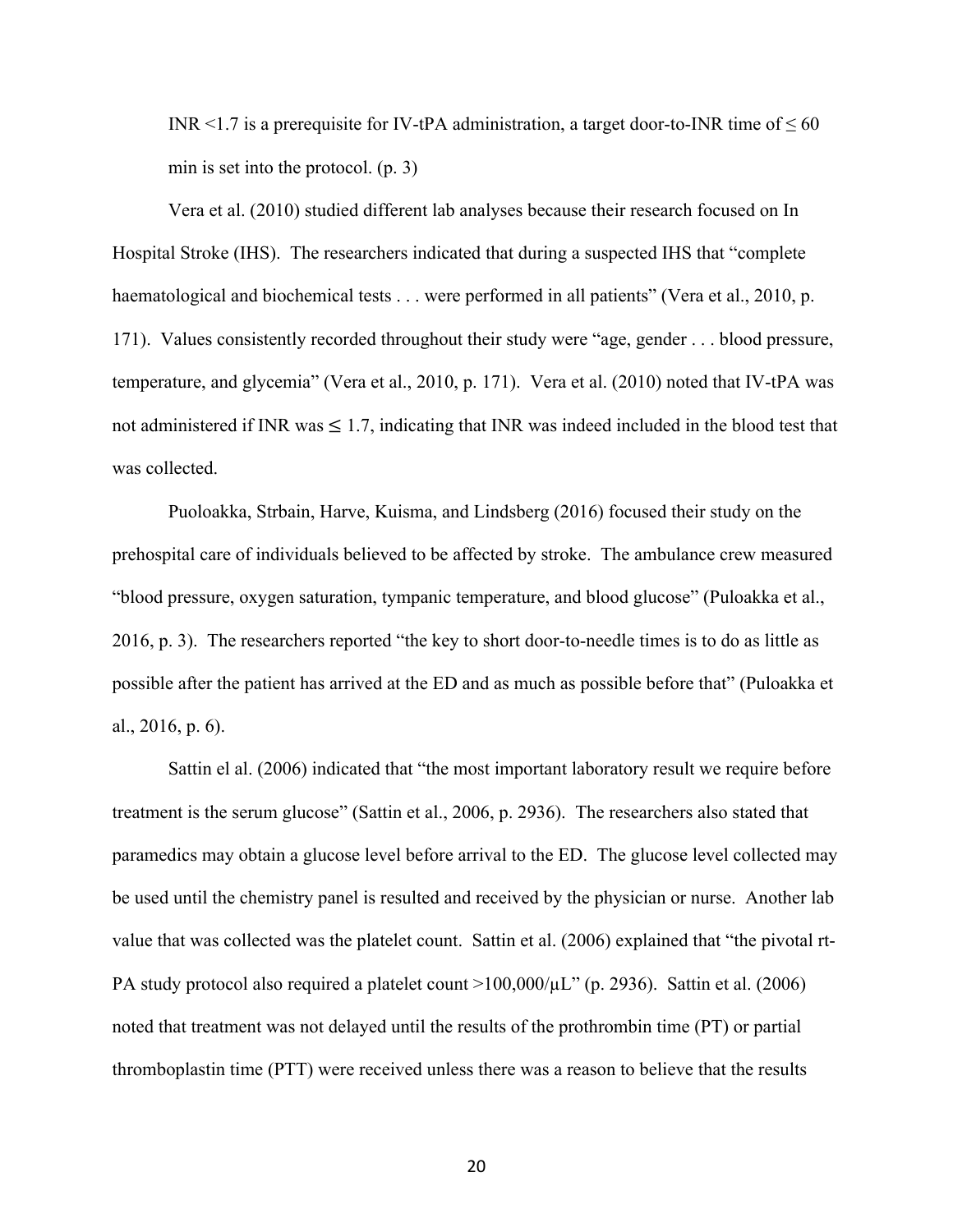INR <1.7 is a prerequisite for IV-tPA administration, a target door-to-INR time of ≤ 60 min is set into the protocol. (p. 3)

Vera et al. (2010) studied different lab analyses because their research focused on In Hospital Stroke (IHS). The researchers indicated that during a suspected IHS that "complete haematological and biochemical tests . . . were performed in all patients" (Vera et al., 2010, p. 171). Values consistently recorded throughout their study were "age, gender . . . blood pressure, temperature, and glycemia" (Vera et al., 2010, p. 171). Vera et al. (2010) noted that IV-tPA was not administered if INR was ≤ 1.7, indicating that INR was indeed included in the blood test that was collected.

Puoloakka, Strbain, Harve, Kuisma, and Lindsberg (2016) focused their study on the prehospital care of individuals believed to be affected by stroke. The ambulance crew measured "blood pressure, oxygen saturation, tympanic temperature, and blood glucose" (Puloakka et al., 2016, p. 3). The researchers reported "the key to short door-to-needle times is to do as little as possible after the patient has arrived at the ED and as much as possible before that" (Puloakka et al., 2016, p. 6).

Sattin el al. (2006) indicated that "the most important laboratory result we require before treatment is the serum glucose" (Sattin et al., 2006, p. 2936). The researchers also stated that paramedics may obtain a glucose level before arrival to the ED. The glucose level collected may be used until the chemistry panel is resulted and received by the physician or nurse. Another lab value that was collected was the platelet count. Sattin et al. (2006) explained that "the pivotal rt-PA study protocol also required a platelet count >100,000/μL" (p. 2936). Sattin et al. (2006) noted that treatment was not delayed until the results of the prothrombin time (PT) or partial thromboplastin time (PTT) were received unless there was a reason to believe that the results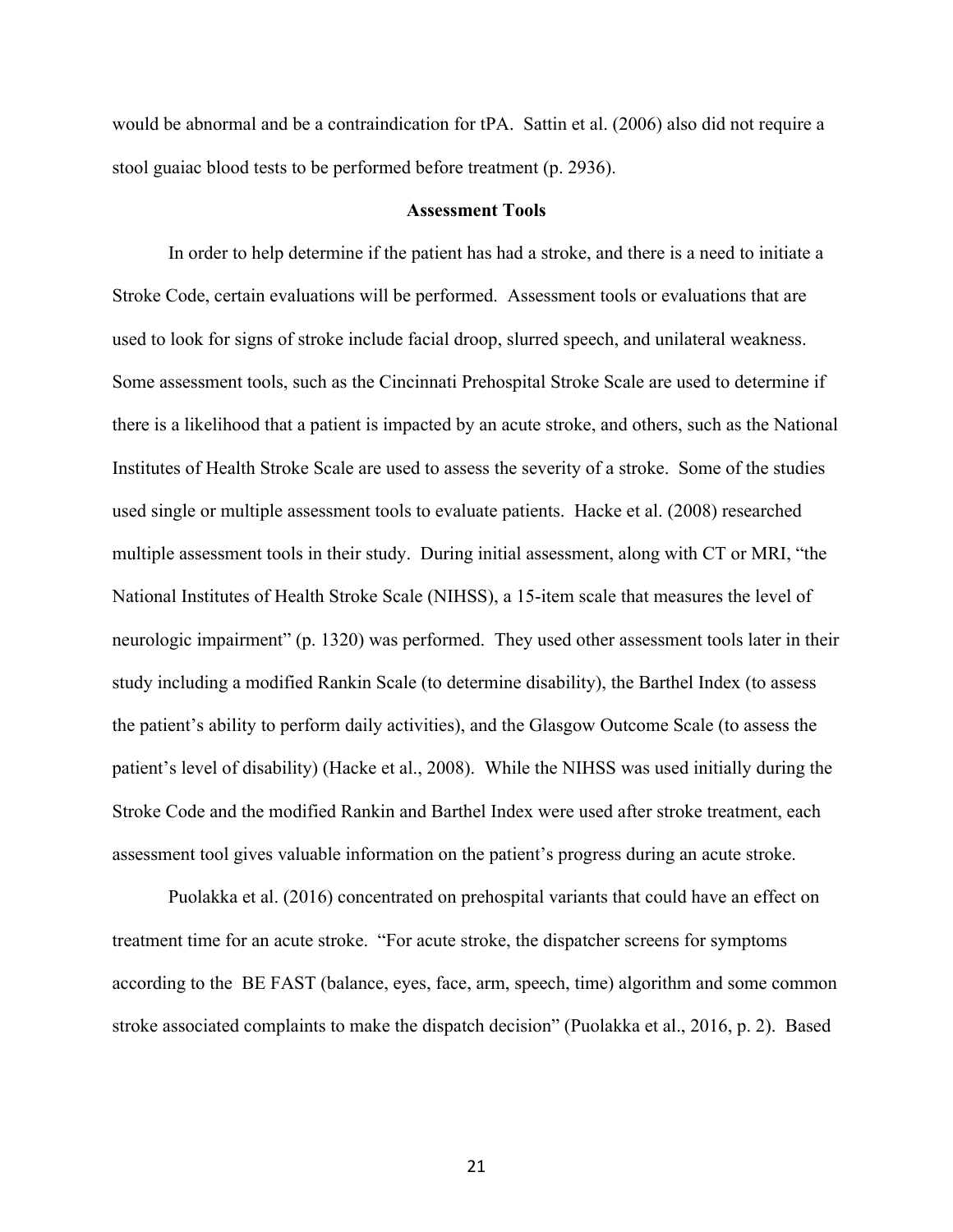would be abnormal and be a contraindication for tPA. Sattin et al. (2006) also did not require a stool guaiac blood tests to be performed before treatment (p. 2936).

## Assessment Tools

In order to help determine if the patient has had a stroke, and there is a need to initiate a Stroke Code, certain evaluations will be performed. Assessment tools or evaluations that are used to look for signs of stroke include facial droop, slurred speech, and unilateral weakness. Some assessment tools, such as the Cincinnati Prehospital Stroke Scale are used to determine if there is a likelihood that a patient is impacted by an acute stroke, and others, such as the National Institutes of Health Stroke Scale are used to assess the severity of a stroke. Some of the studies used single or multiple assessment tools to evaluate patients. Hacke et al. (2008) researched multiple assessment tools in their study. During initial assessment, along with CT or MRI, "the National Institutes of Health Stroke Scale (NIHSS), a 15-item scale that measures the level of neurologic impairment" (p. 1320) was performed. They used other assessment tools later in their study including a modified Rankin Scale (to determine disability), the Barthel Index (to assess the patient's ability to perform daily activities), and the Glasgow Outcome Scale (to assess the patient's level of disability) (Hacke et al., 2008). While the NIHSS was used initially during the Stroke Code and the modified Rankin and Barthel Index were used after stroke treatment, each assessment tool gives valuable information on the patient's progress during an acute stroke.

Puolakka et al. (2016) concentrated on prehospital variants that could have an effect on treatment time for an acute stroke. "For acute stroke, the dispatcher screens for symptoms according to the BE FAST (balance, eyes, face, arm, speech, time) algorithm and some common stroke associated complaints to make the dispatch decision" (Puolakka et al., 2016, p. 2). Based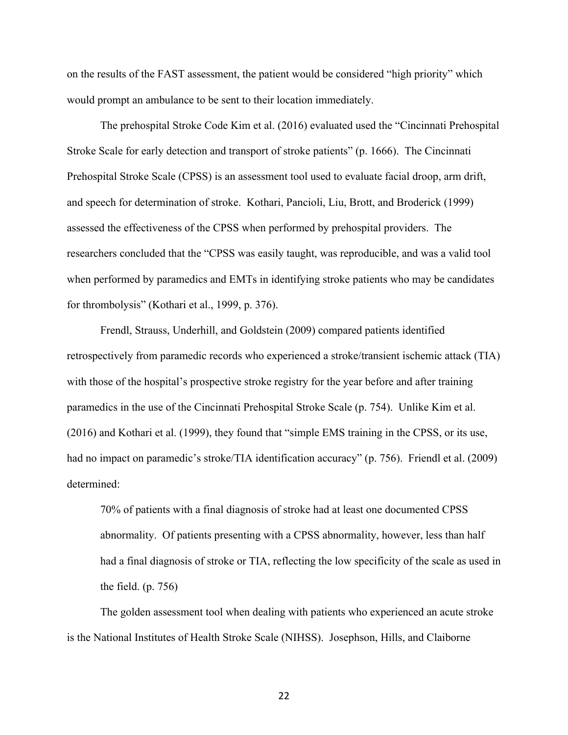on the results of the FAST assessment, the patient would be considered "high priority" which would prompt an ambulance to be sent to their location immediately.

The prehospital Stroke Code Kim et al. (2016) evaluated used the "Cincinnati Prehospital Stroke Scale for early detection and transport of stroke patients" (p. 1666). The Cincinnati Prehospital Stroke Scale (CPSS) is an assessment tool used to evaluate facial droop, arm drift, and speech for determination of stroke. Kothari, Pancioli, Liu, Brott, and Broderick (1999) assessed the effectiveness of the CPSS when performed by prehospital providers. The researchers concluded that the "CPSS was easily taught, was reproducible, and was a valid tool when performed by paramedics and EMTs in identifying stroke patients who may be candidates for thrombolysis" (Kothari et al., 1999, p. 376).

Frendl, Strauss, Underhill, and Goldstein (2009) compared patients identified retrospectively from paramedic records who experienced a stroke/transient ischemic attack (TIA) with those of the hospital's prospective stroke registry for the year before and after training paramedics in the use of the Cincinnati Prehospital Stroke Scale (p. 754). Unlike Kim et al. (2016) and Kothari et al. (1999), they found that "simple EMS training in the CPSS, or its use, had no impact on paramedic's stroke/TIA identification accuracy" (p. 756). Friendl et al. (2009) determined:

> 70% of patients with a final diagnosis of stroke had at least one documented CPSS abnormality. Of patients presenting with a CPSS abnormality, however, less than half had a final diagnosis of stroke or TIA, reflecting the low specificity of the scale as used in the field. (p. 756)

The golden assessment tool when dealing with patients who experienced an acute stroke is the National Institutes of Health Stroke Scale (NIHSS). Josephson, Hills, and Claiborne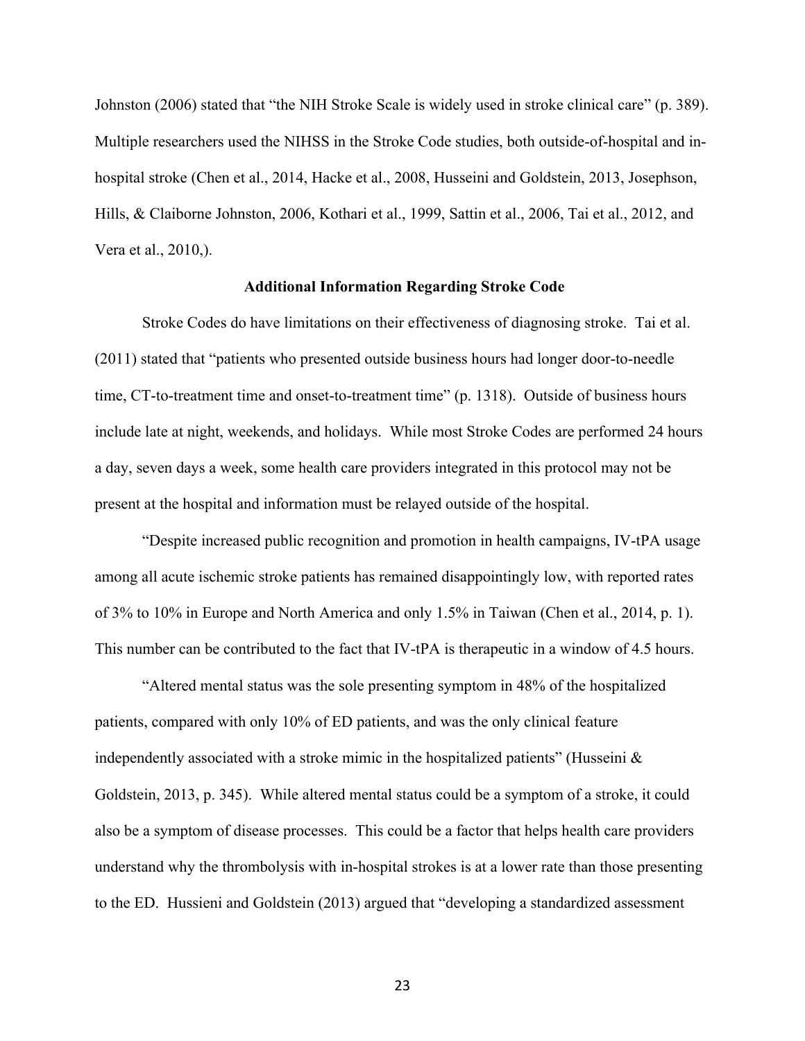Johnston (2006) stated that "the NIH Stroke Scale is widely used in stroke clinical care" (p. 389). Multiple researchers used the NIHSS in the Stroke Code studies, both outside-of-hospital and in-hospital stroke (Chen et al., 2014, Hacke et al., 2008, Husseini and Goldstein, 2013, Josephson, Hills, & Claiborne Johnston, 2006, Kothari et al., 1999, Sattin et al., 2006, Tai et al., 2012, and Vera et al., 2010,).

**Additional Information Regarding Stroke Code**

Stroke Codes do have limitations on their effectiveness of diagnosing stroke. Tai et al. (2011) stated that "patients who presented outside business hours had longer door-to-needle time, CT-to-treatment time and onset-to-treatment time" (p. 1318). Outside of business hours include late at night, weekends, and holidays. While most Stroke Codes are performed 24 hours a day, seven days a week, some health care providers integrated in this protocol may not be present at the hospital and information must be relayed outside of the hospital.

"Despite increased public recognition and promotion in health campaigns, IV-tPA usage among all acute ischemic stroke patients has remained disappointingly low, with reported rates of 3% to 10% in Europe and North America and only 1.5% in Taiwan (Chen et al., 2014, p. 1). This number can be contributed to the fact that IV-tPA is therapeutic in a window of 4.5 hours.

"Altered mental status was the sole presenting symptom in 48% of the hospitalized patients, compared with only 10% of ED patients, and was the only clinical feature independently associated with a stroke mimic in the hospitalized patients" (Husseini & Goldstein, 2013, p. 345). While altered mental status could be a symptom of a stroke, it could also be a symptom of disease processes. This could be a factor that helps health care providers understand why the thrombolysis with in-hospital strokes is at a lower rate than those presenting to the ED. Hussieni and Goldstein (2013) argued that "developing a standardized assessment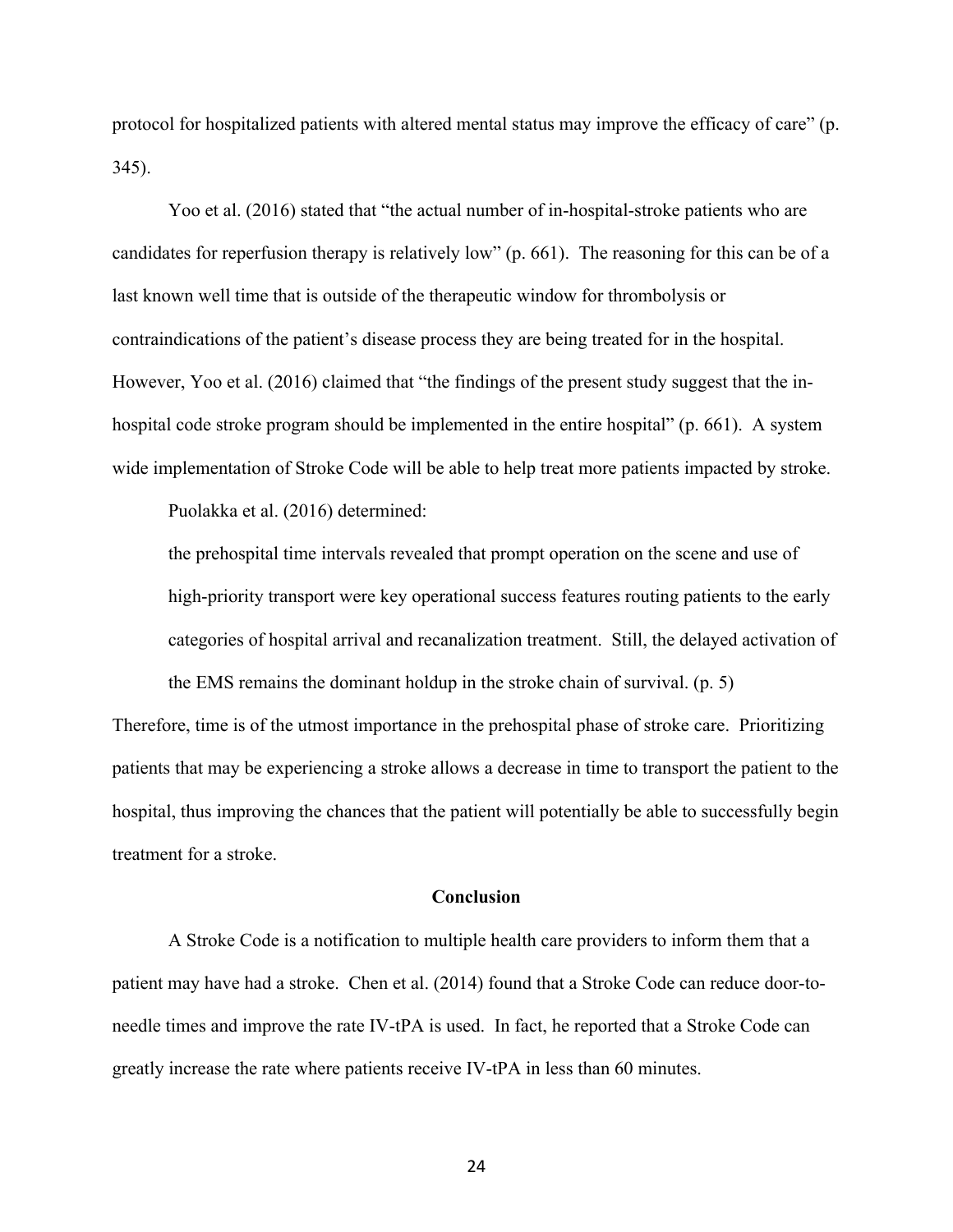protocol for hospitalized patients with altered mental status may improve the efficacy of care" (p. 345).

Yoo et al. (2016) stated that "the actual number of in-hospital-stroke patients who are candidates for reperfusion therapy is relatively low" (p. 661). The reasoning for this can be of a last known well time that is outside of the therapeutic window for thrombolysis or contraindications of the patient's disease process they are being treated for in the hospital. However, Yoo et al. (2016) claimed that "the findings of the present study suggest that the in-hospital code stroke program should be implemented in the entire hospital" (p. 661). A system wide implementation of Stroke Code will be able to help treat more patients impacted by stroke.

Puolakka et al. (2016) determined:

> the prehospital time intervals revealed that prompt operation on the scene and use of high-priority transport were key operational success features routing patients to the early categories of hospital arrival and recanalization treatment. Still, the delayed activation of the EMS remains the dominant holdup in the stroke chain of survival. (p. 5)

Therefore, time is of the utmost importance in the prehospital phase of stroke care. Prioritizing patients that may be experiencing a stroke allows a decrease in time to transport the patient to the hospital, thus improving the chances that the patient will potentially be able to successfully begin treatment for a stroke.

## Conclusion

A Stroke Code is a notification to multiple health care providers to inform them that a patient may have had a stroke. Chen et al. (2014) found that a Stroke Code can reduce door-to-needle times and improve the rate IV-tPA is used. In fact, he reported that a Stroke Code can greatly increase the rate where patients receive IV-tPA in less than 60 minutes.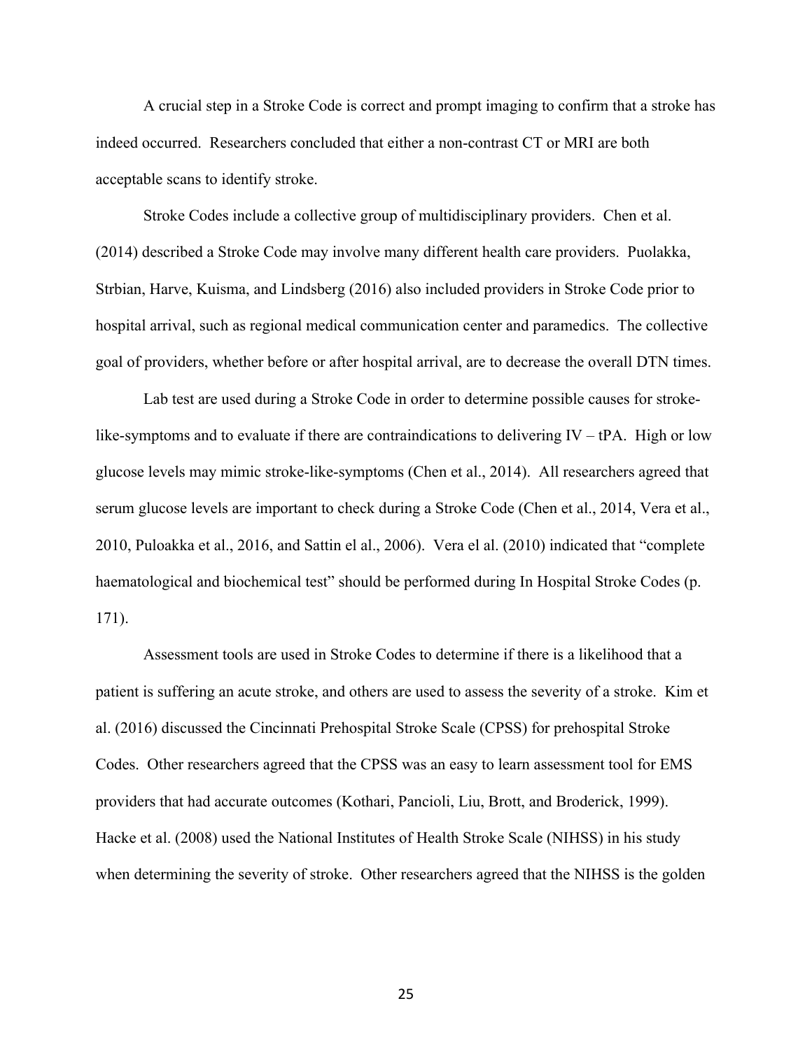A crucial step in a Stroke Code is correct and prompt imaging to confirm that a stroke has indeed occurred. Researchers concluded that either a non-contrast CT or MRI are both acceptable scans to identify stroke.

Stroke Codes include a collective group of multidisciplinary providers. Chen et al. (2014) described a Stroke Code may involve many different health care providers. Puolakka, Strbian, Harve, Kuisma, and Lindsberg (2016) also included providers in Stroke Code prior to hospital arrival, such as regional medical communication center and paramedics. The collective goal of providers, whether before or after hospital arrival, are to decrease the overall DTN times.

Lab test are used during a Stroke Code in order to determine possible causes for stroke-like-symptoms and to evaluate if there are contraindications to delivering IV – tPA. High or low glucose levels may mimic stroke-like-symptoms (Chen et al., 2014). All researchers agreed that serum glucose levels are important to check during a Stroke Code (Chen et al., 2014, Vera et al., 2010, Puloakka et al., 2016, and Sattin el al., 2006). Vera el al. (2010) indicated that "complete haematological and biochemical test" should be performed during In Hospital Stroke Codes (p. 171).

Assessment tools are used in Stroke Codes to determine if there is a likelihood that a patient is suffering an acute stroke, and others are used to assess the severity of a stroke. Kim et al. (2016) discussed the Cincinnati Prehospital Stroke Scale (CPSS) for prehospital Stroke Codes. Other researchers agreed that the CPSS was an easy to learn assessment tool for EMS providers that had accurate outcomes (Kothari, Pancioli, Liu, Brott, and Broderick, 1999). Hacke et al. (2008) used the National Institutes of Health Stroke Scale (NIHSS) in his study when determining the severity of stroke. Other researchers agreed that the NIHSS is the golden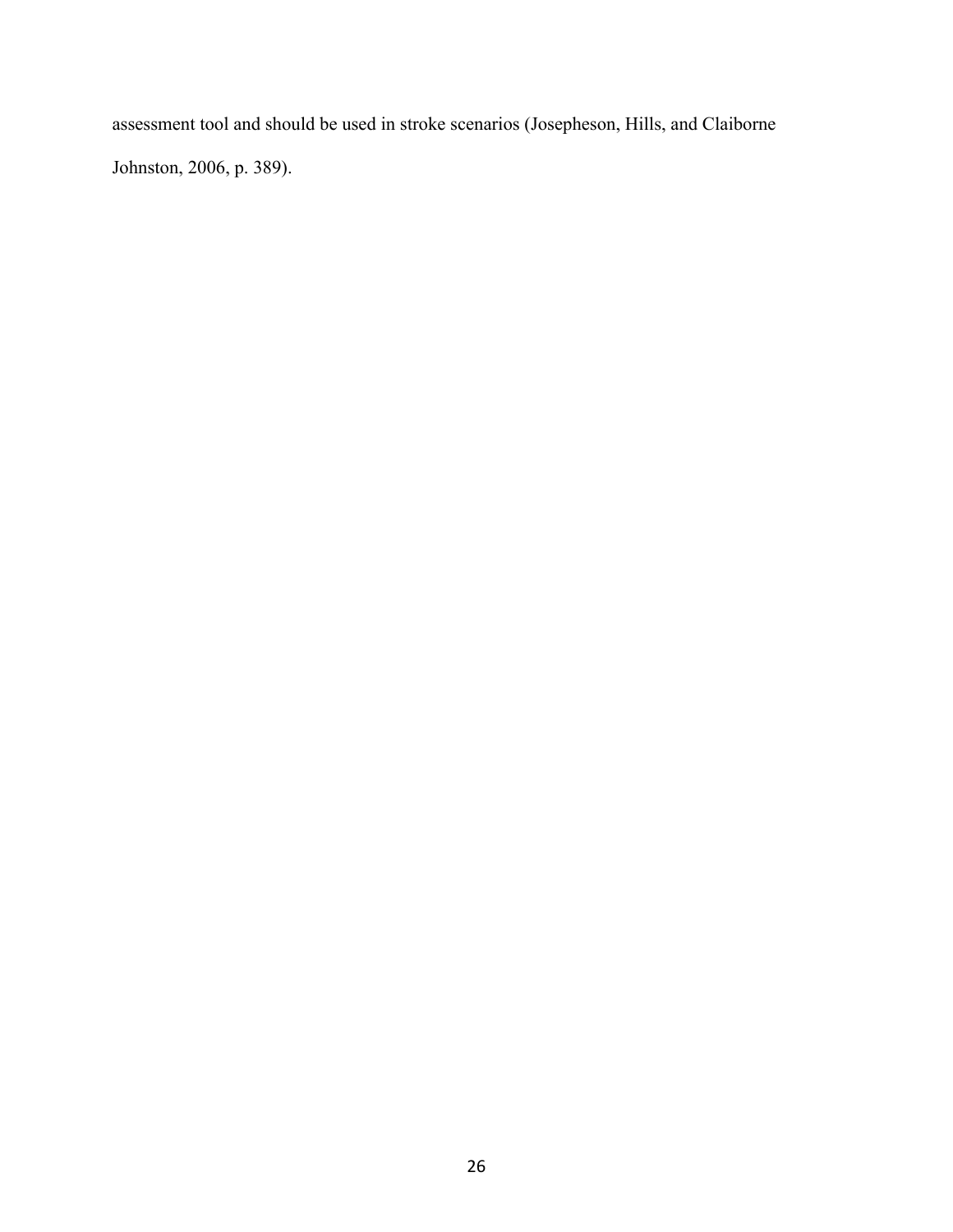assessment tool and should be used in stroke scenarios (Josepheson, Hills, and Claiborne Johnston, 2006, p. 389).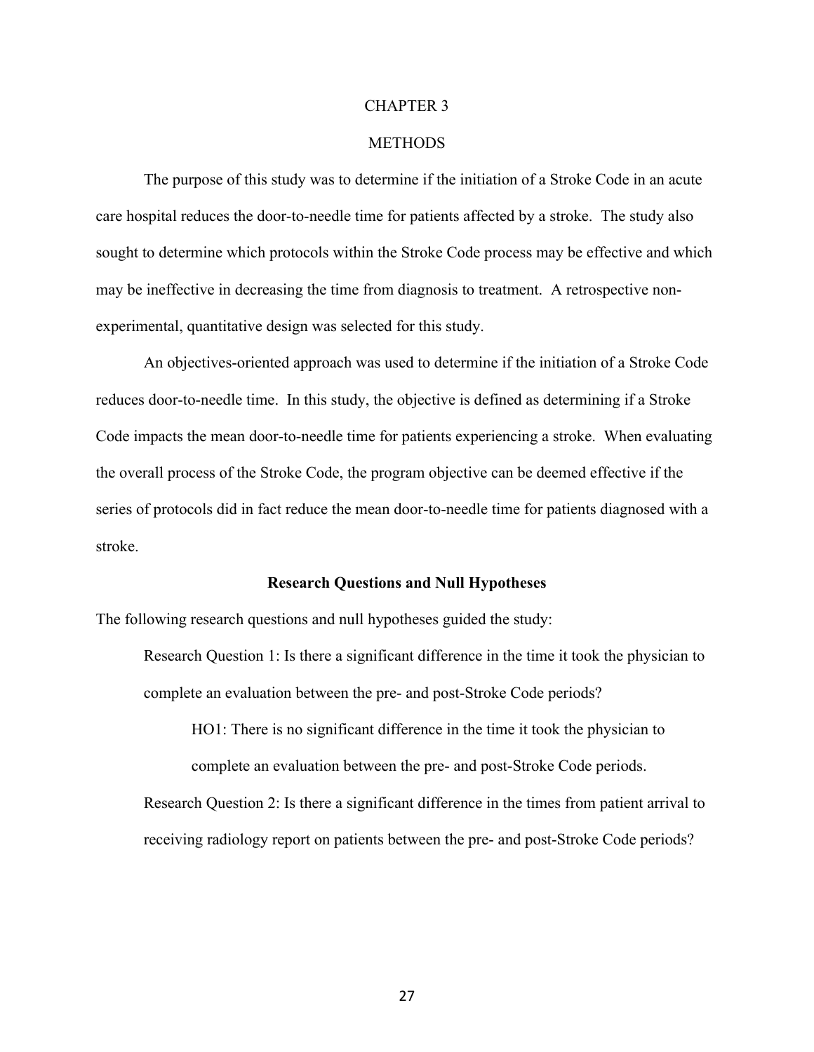# CHAPTER 3

# METHODS

The purpose of this study was to determine if the initiation of a Stroke Code in an acute care hospital reduces the door-to-needle time for patients affected by a stroke. The study also sought to determine which protocols within the Stroke Code process may be effective and which may be ineffective in decreasing the time from diagnosis to treatment. A retrospective non-experimental, quantitative design was selected for this study.

An objectives-oriented approach was used to determine if the initiation of a Stroke Code reduces door-to-needle time. In this study, the objective is defined as determining if a Stroke Code impacts the mean door-to-needle time for patients experiencing a stroke. When evaluating the overall process of the Stroke Code, the program objective can be deemed effective if the series of protocols did in fact reduce the mean door-to-needle time for patients diagnosed with a stroke.

## Research Questions and Null Hypotheses

The following research questions and null hypotheses guided the study:

Research Question 1: Is there a significant difference in the time it took the physician to complete an evaluation between the pre- and post-Stroke Code periods?

HO1: There is no significant difference in the time it took the physician to complete an evaluation between the pre- and post-Stroke Code periods.

Research Question 2: Is there a significant difference in the times from patient arrival to receiving radiology report on patients between the pre- and post-Stroke Code periods?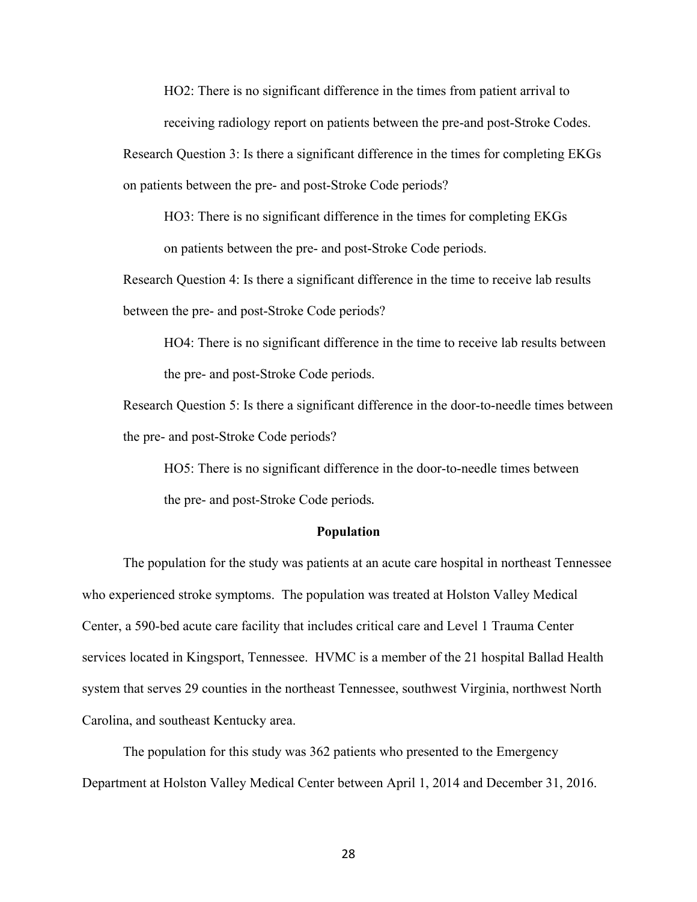HO2: There is no significant difference in the times from patient arrival to receiving radiology report on patients between the pre-and post-Stroke Codes.

Research Question 3: Is there a significant difference in the times for completing EKGs on patients between the pre- and post-Stroke Code periods?

HO3: There is no significant difference in the times for completing EKGs on patients between the pre- and post-Stroke Code periods.

Research Question 4: Is there a significant difference in the time to receive lab results between the pre- and post-Stroke Code periods?

HO4: There is no significant difference in the time to receive lab results between the pre- and post-Stroke Code periods.

Research Question 5: Is there a significant difference in the door-to-needle times between the pre- and post-Stroke Code periods?

HO5: There is no significant difference in the door-to-needle times between the pre- and post-Stroke Code periods.

## Population

The population for the study was patients at an acute care hospital in northeast Tennessee who experienced stroke symptoms. The population was treated at Holston Valley Medical Center, a 590-bed acute care facility that includes critical care and Level 1 Trauma Center services located in Kingsport, Tennessee. HVMC is a member of the 21 hospital Ballad Health system that serves 29 counties in the northeast Tennessee, southwest Virginia, northwest North Carolina, and southeast Kentucky area.

The population for this study was 362 patients who presented to the Emergency Department at Holston Valley Medical Center between April 1, 2014 and December 31, 2016.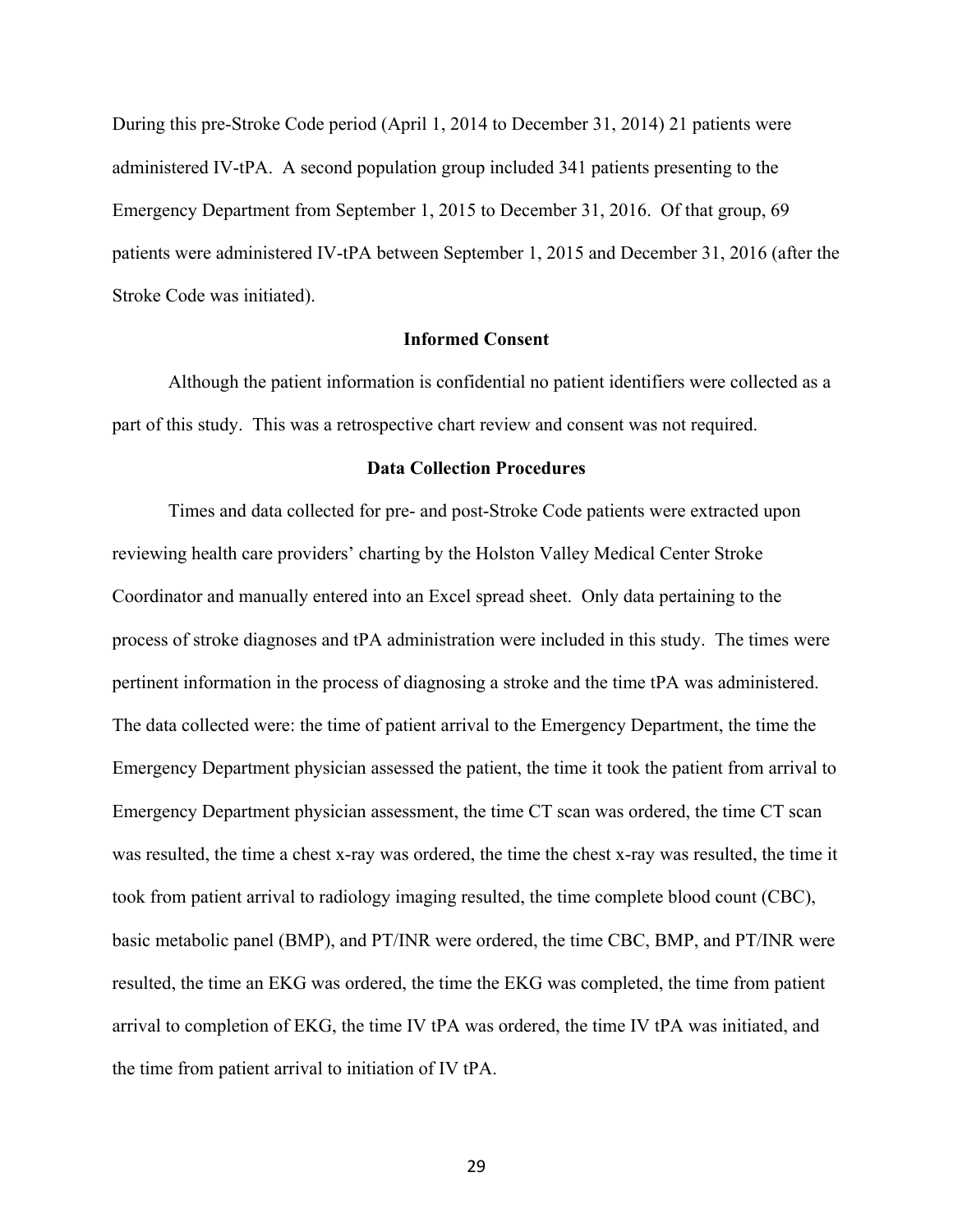During this pre-Stroke Code period (April 1, 2014 to December 31, 2014) 21 patients were administered IV-tPA. A second population group included 341 patients presenting to the Emergency Department from September 1, 2015 to December 31, 2016. Of that group, 69 patients were administered IV-tPA between September 1, 2015 and December 31, 2016 (after the Stroke Code was initiated).

## Informed Consent

Although the patient information is confidential no patient identifiers were collected as a part of this study. This was a retrospective chart review and consent was not required.

## Data Collection Procedures

Times and data collected for pre- and post-Stroke Code patients were extracted upon reviewing health care providers' charting by the Holston Valley Medical Center Stroke Coordinator and manually entered into an Excel spread sheet. Only data pertaining to the process of stroke diagnoses and tPA administration were included in this study. The times were pertinent information in the process of diagnosing a stroke and the time tPA was administered. The data collected were: the time of patient arrival to the Emergency Department, the time the Emergency Department physician assessed the patient, the time it took the patient from arrival to Emergency Department physician assessment, the time CT scan was ordered, the time CT scan was resulted, the time a chest x-ray was ordered, the time the chest x-ray was resulted, the time it took from patient arrival to radiology imaging resulted, the time complete blood count (CBC), basic metabolic panel (BMP), and PT/INR were ordered, the time CBC, BMP, and PT/INR were resulted, the time an EKG was ordered, the time the EKG was completed, the time from patient arrival to completion of EKG, the time IV tPA was ordered, the time IV tPA was initiated, and the time from patient arrival to initiation of IV tPA.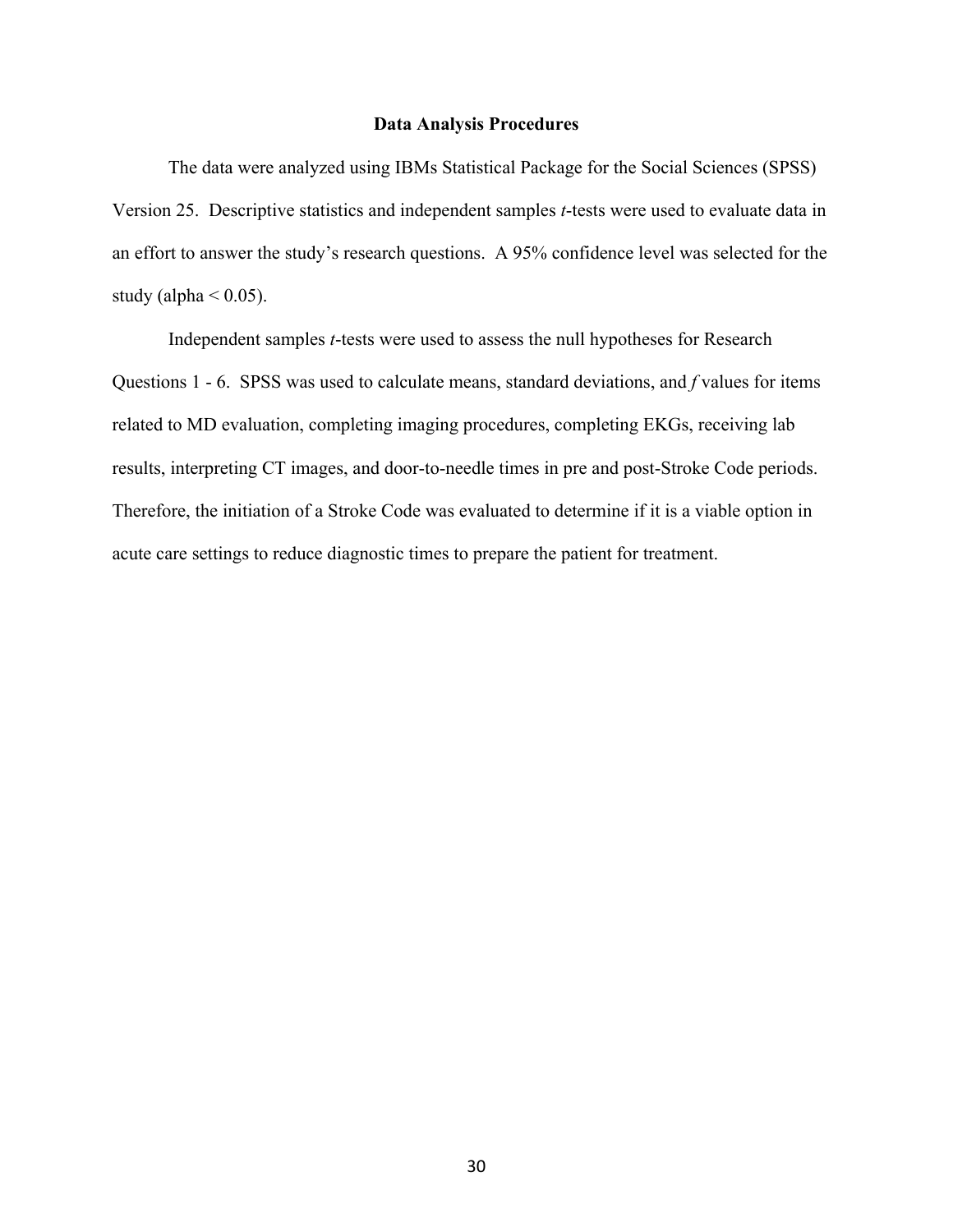## Data Analysis Procedures

The data were analyzed using IBMs Statistical Package for the Social Sciences (SPSS) Version 25. Descriptive statistics and independent samples *t*-tests were used to evaluate data in an effort to answer the study's research questions. A 95% confidence level was selected for the study (alpha < 0.05).

Independent samples *t*-tests were used to assess the null hypotheses for Research Questions 1 - 6. SPSS was used to calculate means, standard deviations, and *f* values for items related to MD evaluation, completing imaging procedures, completing EKGs, receiving lab results, interpreting CT images, and door-to-needle times in pre and post-Stroke Code periods. Therefore, the initiation of a Stroke Code was evaluated to determine if it is a viable option in acute care settings to reduce diagnostic times to prepare the patient for treatment.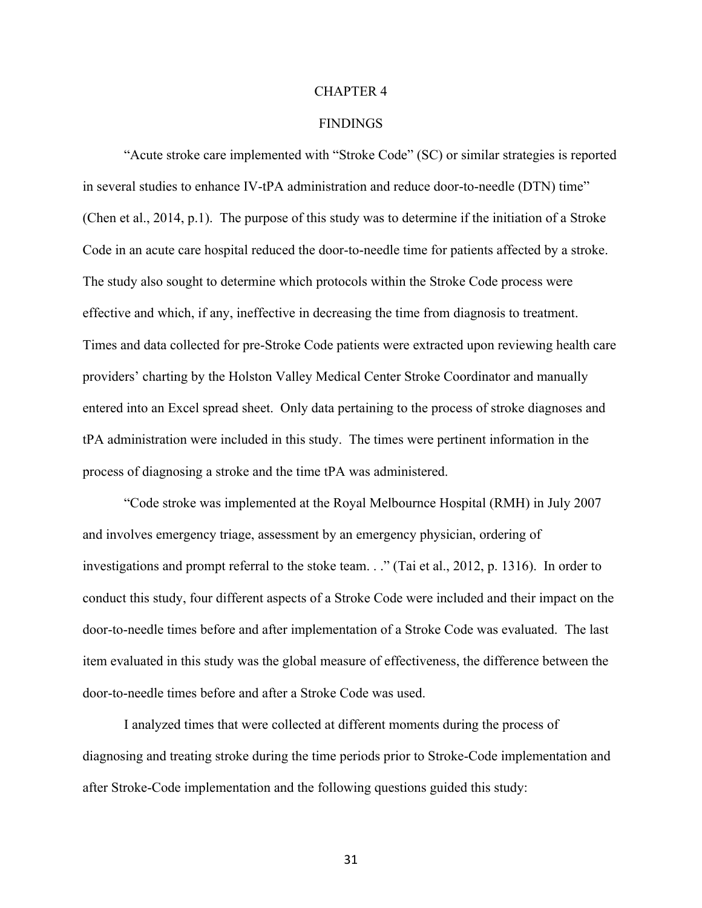# CHAPTER 4

## FINDINGS

"Acute stroke care implemented with "Stroke Code" (SC) or similar strategies is reported in several studies to enhance IV-tPA administration and reduce door-to-needle (DTN) time" (Chen et al., 2014, p.1). The purpose of this study was to determine if the initiation of a Stroke Code in an acute care hospital reduced the door-to-needle time for patients affected by a stroke. The study also sought to determine which protocols within the Stroke Code process were effective and which, if any, ineffective in decreasing the time from diagnosis to treatment. Times and data collected for pre-Stroke Code patients were extracted upon reviewing health care providers' charting by the Holston Valley Medical Center Stroke Coordinator and manually entered into an Excel spread sheet. Only data pertaining to the process of stroke diagnoses and tPA administration were included in this study. The times were pertinent information in the process of diagnosing a stroke and the time tPA was administered.

"Code stroke was implemented at the Royal Melbournce Hospital (RMH) in July 2007 and involves emergency triage, assessment by an emergency physician, ordering of investigations and prompt referral to the stoke team. . ." (Tai et al., 2012, p. 1316). In order to conduct this study, four different aspects of a Stroke Code were included and their impact on the door-to-needle times before and after implementation of a Stroke Code was evaluated. The last item evaluated in this study was the global measure of effectiveness, the difference between the door-to-needle times before and after a Stroke Code was used.

I analyzed times that were collected at different moments during the process of diagnosing and treating stroke during the time periods prior to Stroke-Code implementation and after Stroke-Code implementation and the following questions guided this study: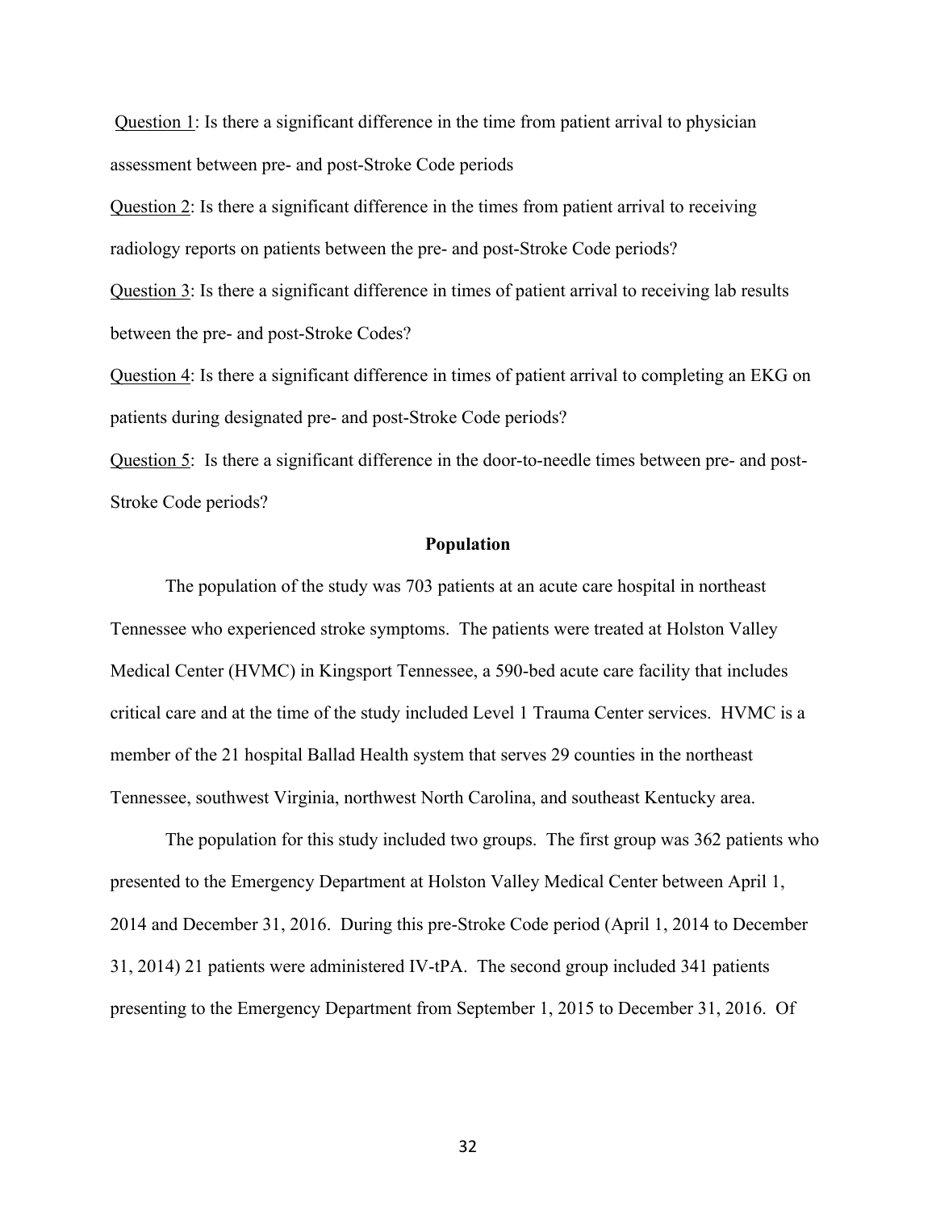Question 1: Is there a significant difference in the time from patient arrival to physician assessment between pre- and post-Stroke Code periods

Question 2: Is there a significant difference in the times from patient arrival to receiving radiology reports on patients between the pre- and post-Stroke Code periods?

Question 3: Is there a significant difference in times of patient arrival to receiving lab results between the pre- and post-Stroke Codes?

Question 4: Is there a significant difference in times of patient arrival to completing an EKG on patients during designated pre- and post-Stroke Code periods?

Question 5: Is there a significant difference in the door-to-needle times between pre- and post-Stroke Code periods?

**Population**

The population of the study was 703 patients at an acute care hospital in northeast Tennessee who experienced stroke symptoms. The patients were treated at Holston Valley Medical Center (HVMC) in Kingsport Tennessee, a 590-bed acute care facility that includes critical care and at the time of the study included Level 1 Trauma Center services. HVMC is a member of the 21 hospital Ballad Health system that serves 29 counties in the northeast Tennessee, southwest Virginia, northwest North Carolina, and southeast Kentucky area.

The population for this study included two groups. The first group was 362 patients who presented to the Emergency Department at Holston Valley Medical Center between April 1, 2014 and December 31, 2016. During this pre-Stroke Code period (April 1, 2014 to December 31, 2014) 21 patients were administered IV-tPA. The second group included 341 patients presenting to the Emergency Department from September 1, 2015 to December 31, 2016. Of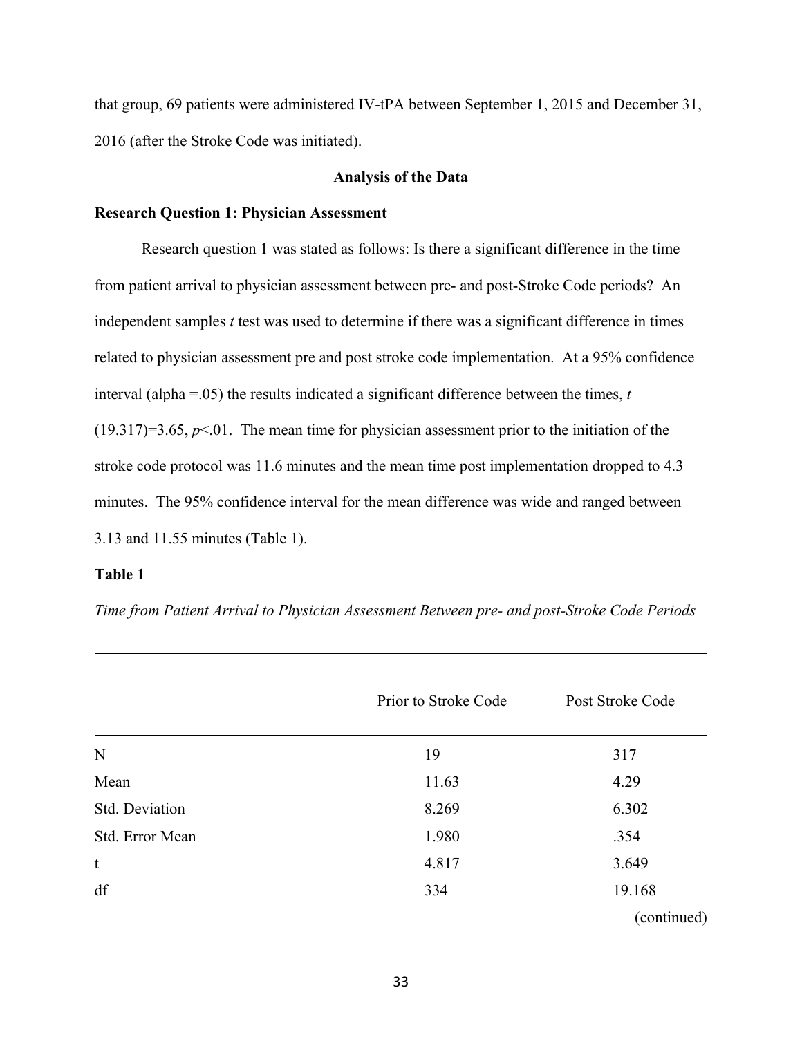that group, 69 patients were administered IV-tPA between September 1, 2015 and December 31, 2016 (after the Stroke Code was initiated).

## Analysis of the Data

### Research Question 1: Physician Assessment

Research question 1 was stated as follows: Is there a significant difference in the time from patient arrival to physician assessment between pre- and post-Stroke Code periods? An independent samples *t* test was used to determine if there was a significant difference in times related to physician assessment pre and post stroke code implementation. At a 95% confidence interval (alpha =.05) the results indicated a significant difference between the times, $t(19.317)=3.65$, $p<.01$. The mean time for physician assessment prior to the initiation of the stroke code protocol was 11.6 minutes and the mean time post implementation dropped to 4.3 minutes. The 95% confidence interval for the mean difference was wide and ranged between 3.13 and 11.55 minutes (Table 1).

**Table 1**

*Time from Patient Arrival to Physician Assessment Between pre- and post-Stroke Code Periods*

| | Prior to Stroke Code | Post Stroke Code |
|---|---|---|
| N | 19 | 317 |
| Mean | 11.63 | 4.29 |
| Std. Deviation | 8.269 | 6.302 |
| Std. Error Mean | 1.980 | .354 |
| t | 4.817 | 3.649 |
| df | 334 | 19.168 |

(continued)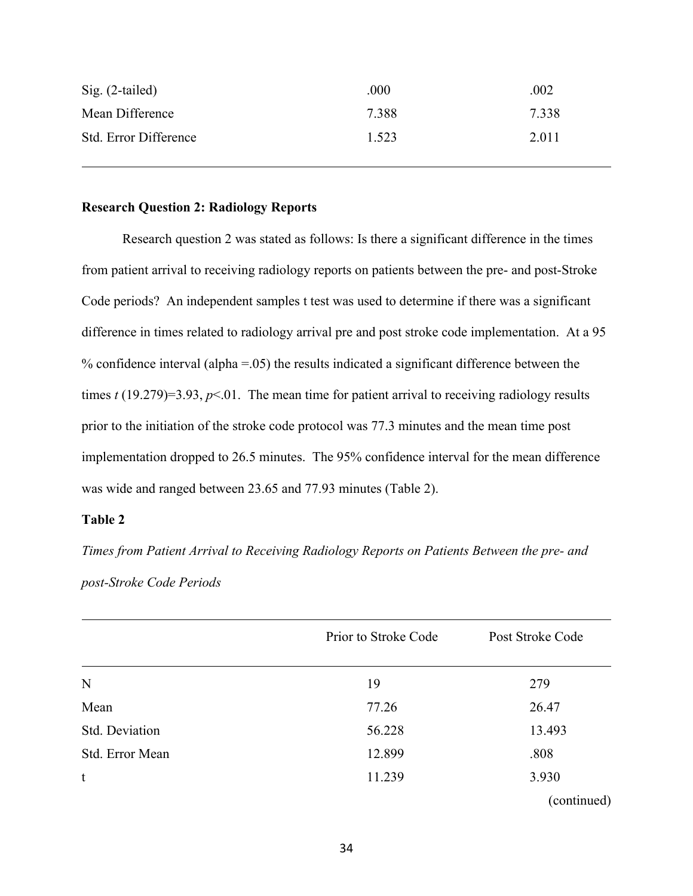| | | |
|---|---|---|
| Sig. (2-tailed) | .000 | .002 |
| Mean Difference | 7.388 | 7.338 |
| Std. Error Difference | 1.523 | 2.011 |

**Research Question 2: Radiology Reports**

Research question 2 was stated as follows: Is there a significant difference in the times from patient arrival to receiving radiology reports on patients between the pre- and post-Stroke Code periods? An independent samples t test was used to determine if there was a significant difference in times related to radiology arrival pre and post stroke code implementation. At a 95 % confidence interval (alpha =.05) the results indicated a significant difference between the times $t$ (19.279)=3.93, $p$<.01. The mean time for patient arrival to receiving radiology results prior to the initiation of the stroke code protocol was 77.3 minutes and the mean time post implementation dropped to 26.5 minutes. The 95% confidence interval for the mean difference was wide and ranged between 23.65 and 77.93 minutes (Table 2).

**Table 2**

*Times from Patient Arrival to Receiving Radiology Reports on Patients Between the pre- and post-Stroke Code Periods*

| | Prior to Stroke Code | Post Stroke Code |
|---|---|---|
| N | 19 | 279 |
| Mean | 77.26 | 26.47 |
| Std. Deviation | 56.228 | 13.493 |
| Std. Error Mean | 12.899 | .808 |
| t | 11.239 | 3.930 |

(continued)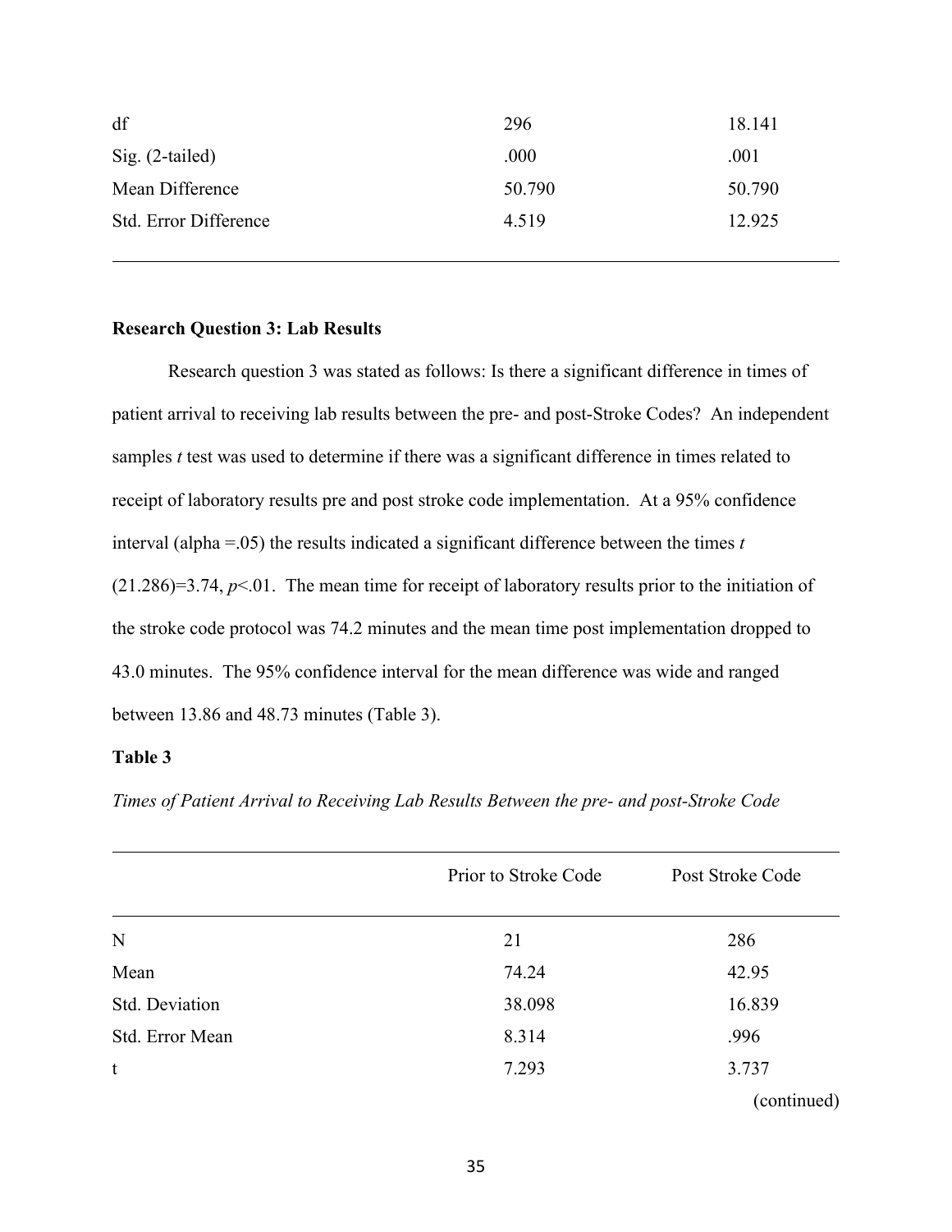| | | |
|---|---|---|
| df | 296 | 18.141 |
| Sig. (2-tailed) | .000 | .001 |
| Mean Difference | 50.790 | 50.790 |
| Std. Error Difference | 4.519 | 12.925 |

**Research Question 3: Lab Results**

Research question 3 was stated as follows: Is there a significant difference in times of patient arrival to receiving lab results between the pre- and post-Stroke Codes? An independent samples *t* test was used to determine if there was a significant difference in times related to receipt of laboratory results pre and post stroke code implementation. At a 95% confidence interval (alpha =.05) the results indicated a significant difference between the times $t(21.286)=3.74$, $p<.01$. The mean time for receipt of laboratory results prior to the initiation of the stroke code protocol was 74.2 minutes and the mean time post implementation dropped to 43.0 minutes. The 95% confidence interval for the mean difference was wide and ranged between 13.86 and 48.73 minutes (Table 3).

**Table 3**

*Times of Patient Arrival to Receiving Lab Results Between the pre- and post-Stroke Code*

| | Prior to Stroke Code | Post Stroke Code |
|---|---|---|
| N | 21 | 286 |
| Mean | 74.24 | 42.95 |
| Std. Deviation | 38.098 | 16.839 |
| Std. Error Mean | 8.314 | .996 |
| t | 7.293 | 3.737 |

(continued)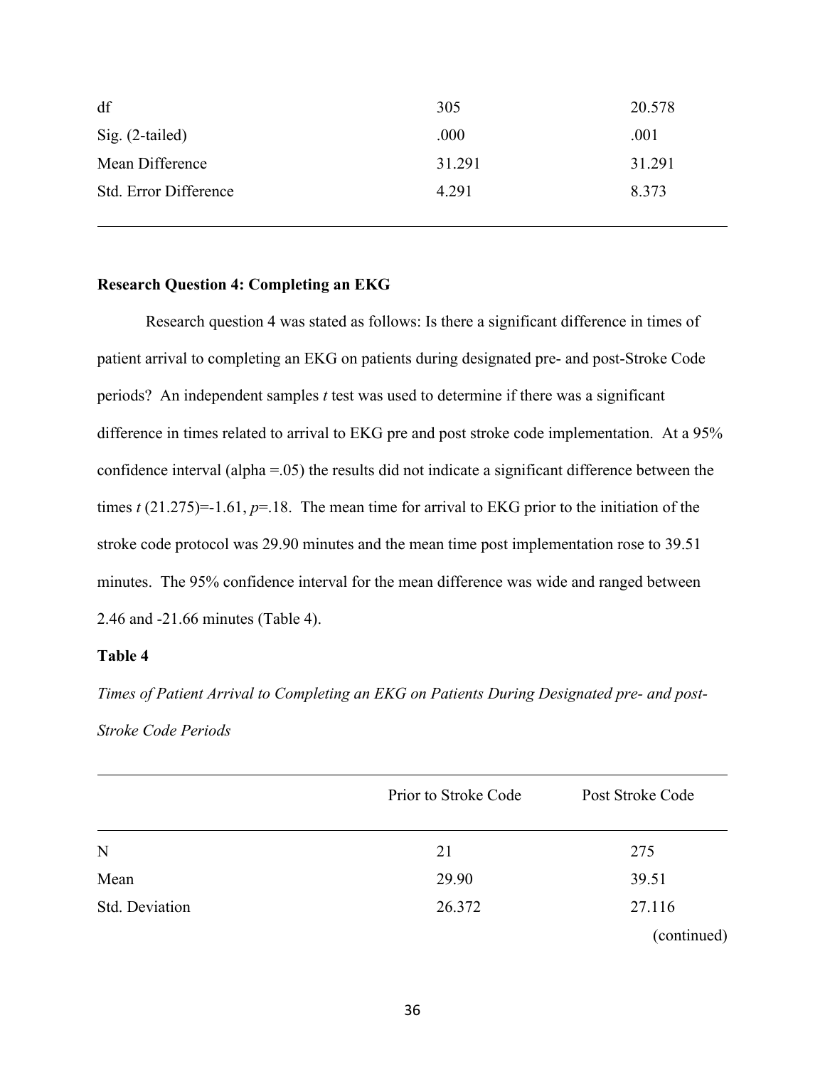| | | |
|---|---|---|
| df | 305 | 20.578 |
| Sig. (2-tailed) | .000 | .001 |
| Mean Difference | 31.291 | 31.291 |
| Std. Error Difference | 4.291 | 8.373 |

**Research Question 4: Completing an EKG**

Research question 4 was stated as follows: Is there a significant difference in times of patient arrival to completing an EKG on patients during designated pre- and post-Stroke Code periods? An independent samples *t* test was used to determine if there was a significant difference in times related to arrival to EKG pre and post stroke code implementation. At a 95% confidence interval (alpha =.05) the results did not indicate a significant difference between the times $t\ (21.275)=-1.61$, $p=.18$. The mean time for arrival to EKG prior to the initiation of the stroke code protocol was 29.90 minutes and the mean time post implementation rose to 39.51 minutes. The 95% confidence interval for the mean difference was wide and ranged between 2.46 and -21.66 minutes (Table 4).

**Table 4**

*Times of Patient Arrival to Completing an EKG on Patients During Designated pre- and post-Stroke Code Periods*

| | Prior to Stroke Code | Post Stroke Code |
|---|---|---|
| N | 21 | 275 |
| Mean | 29.90 | 39.51 |
| Std. Deviation | 26.372 | 27.116 |

(continued)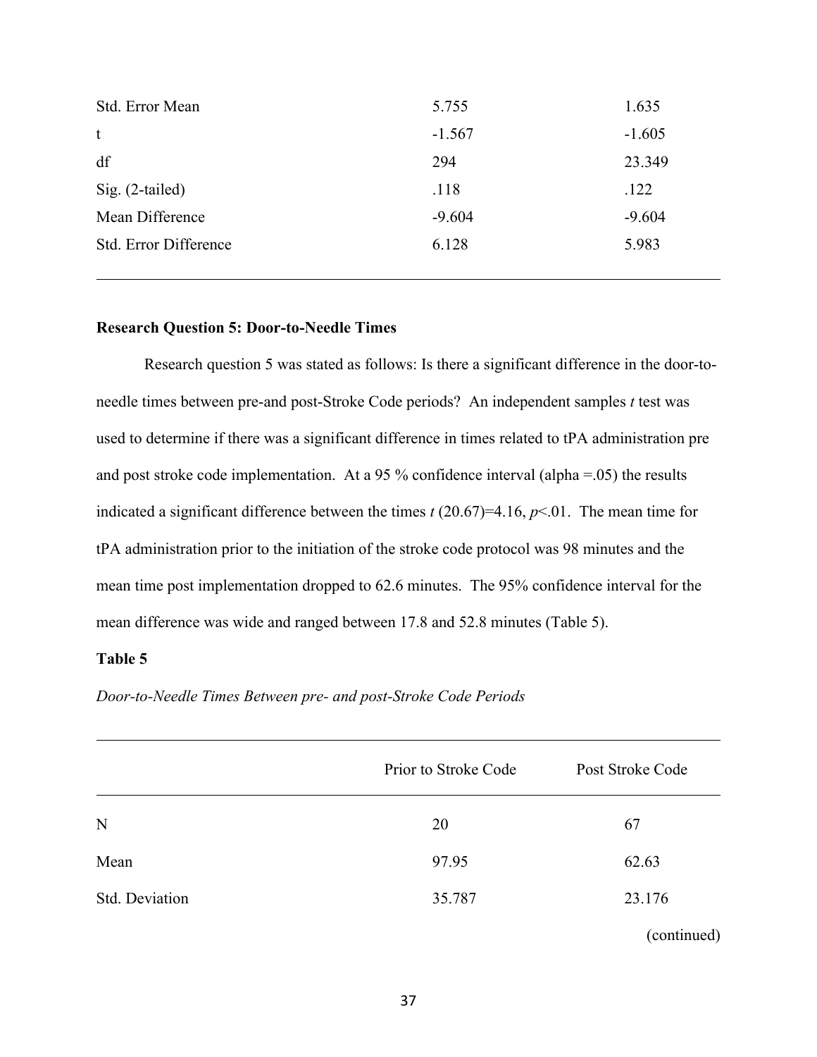| | | |
|---|---|---|
| Std. Error Mean | 5.755 | 1.635 |
| t | -1.567 | -1.605 |
| df | 294 | 23.349 |
| Sig. (2-tailed) | .118 | .122 |
| Mean Difference | -9.604 | -9.604 |
| Std. Error Difference | 6.128 | 5.983 |

**Research Question 5: Door-to-Needle Times**

Research question 5 was stated as follows: Is there a significant difference in the door-to-needle times between pre-and post-Stroke Code periods? An independent samples *t* test was used to determine if there was a significant difference in times related to tPA administration pre and post stroke code implementation. At a 95 % confidence interval (alpha =.05) the results indicated a significant difference between the times $t\,(20.67)=4.16$, $p<.01$. The mean time for tPA administration prior to the initiation of the stroke code protocol was 98 minutes and the mean time post implementation dropped to 62.6 minutes. The 95% confidence interval for the mean difference was wide and ranged between 17.8 and 52.8 minutes (Table 5).

**Table 5**

*Door-to-Needle Times Between pre- and post-Stroke Code Periods*

| | Prior to Stroke Code | Post Stroke Code |
|---|---|---|
| N | 20 | 67 |
| Mean | 97.95 | 62.63 |
| Std. Deviation | 35.787 | 23.176 |

(continued)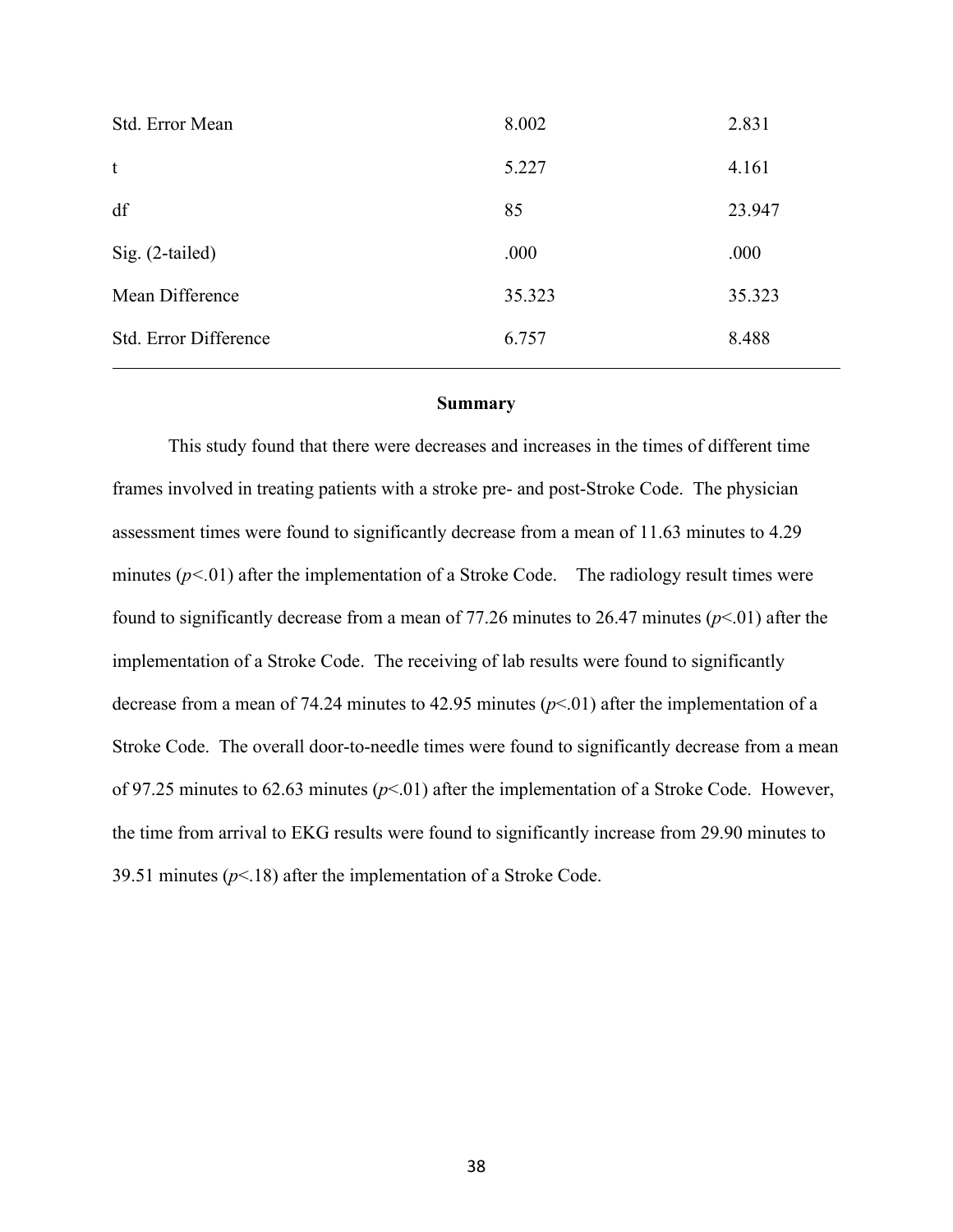| | | |
|---|---|---|
| Std. Error Mean | 8.002 | 2.831 |
| t | 5.227 | 4.161 |
| df | 85 | 23.947 |
| Sig. (2-tailed) | .000 | .000 |
| Mean Difference | 35.323 | 35.323 |
| Std. Error Difference | 6.757 | 8.488 |

**Summary**

This study found that there were decreases and increases in the times of different time frames involved in treating patients with a stroke pre- and post-Stroke Code. The physician assessment times were found to significantly decrease from a mean of 11.63 minutes to 4.29 minutes ($p<.01$) after the implementation of a Stroke Code. The radiology result times were found to significantly decrease from a mean of 77.26 minutes to 26.47 minutes ($p<.01$) after the implementation of a Stroke Code. The receiving of lab results were found to significantly decrease from a mean of 74.24 minutes to 42.95 minutes ($p<.01$) after the implementation of a Stroke Code. The overall door-to-needle times were found to significantly decrease from a mean of 97.25 minutes to 62.63 minutes ($p<.01$) after the implementation of a Stroke Code. However, the time from arrival to EKG results were found to significantly increase from 29.90 minutes to 39.51 minutes ($p<.18$) after the implementation of a Stroke Code.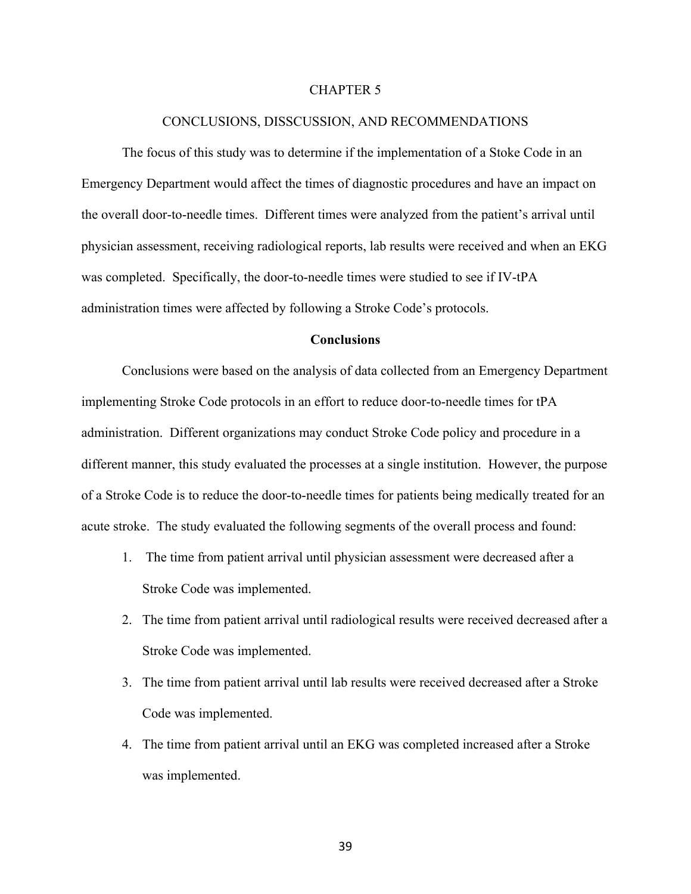# CHAPTER 5

## CONCLUSIONS, DISSCUSSION, AND RECOMMENDATIONS

The focus of this study was to determine if the implementation of a Stoke Code in an Emergency Department would affect the times of diagnostic procedures and have an impact on the overall door-to-needle times. Different times were analyzed from the patient's arrival until physician assessment, receiving radiological reports, lab results were received and when an EKG was completed. Specifically, the door-to-needle times were studied to see if IV-tPA administration times were affected by following a Stroke Code's protocols.

### Conclusions

Conclusions were based on the analysis of data collected from an Emergency Department implementing Stroke Code protocols in an effort to reduce door-to-needle times for tPA administration. Different organizations may conduct Stroke Code policy and procedure in a different manner, this study evaluated the processes at a single institution. However, the purpose of a Stroke Code is to reduce the door-to-needle times for patients being medically treated for an acute stroke. The study evaluated the following segments of the overall process and found:

1. The time from patient arrival until physician assessment were decreased after a Stroke Code was implemented.
2. The time from patient arrival until radiological results were received decreased after a Stroke Code was implemented.
3. The time from patient arrival until lab results were received decreased after a Stroke Code was implemented.
4. The time from patient arrival until an EKG was completed increased after a Stroke was implemented.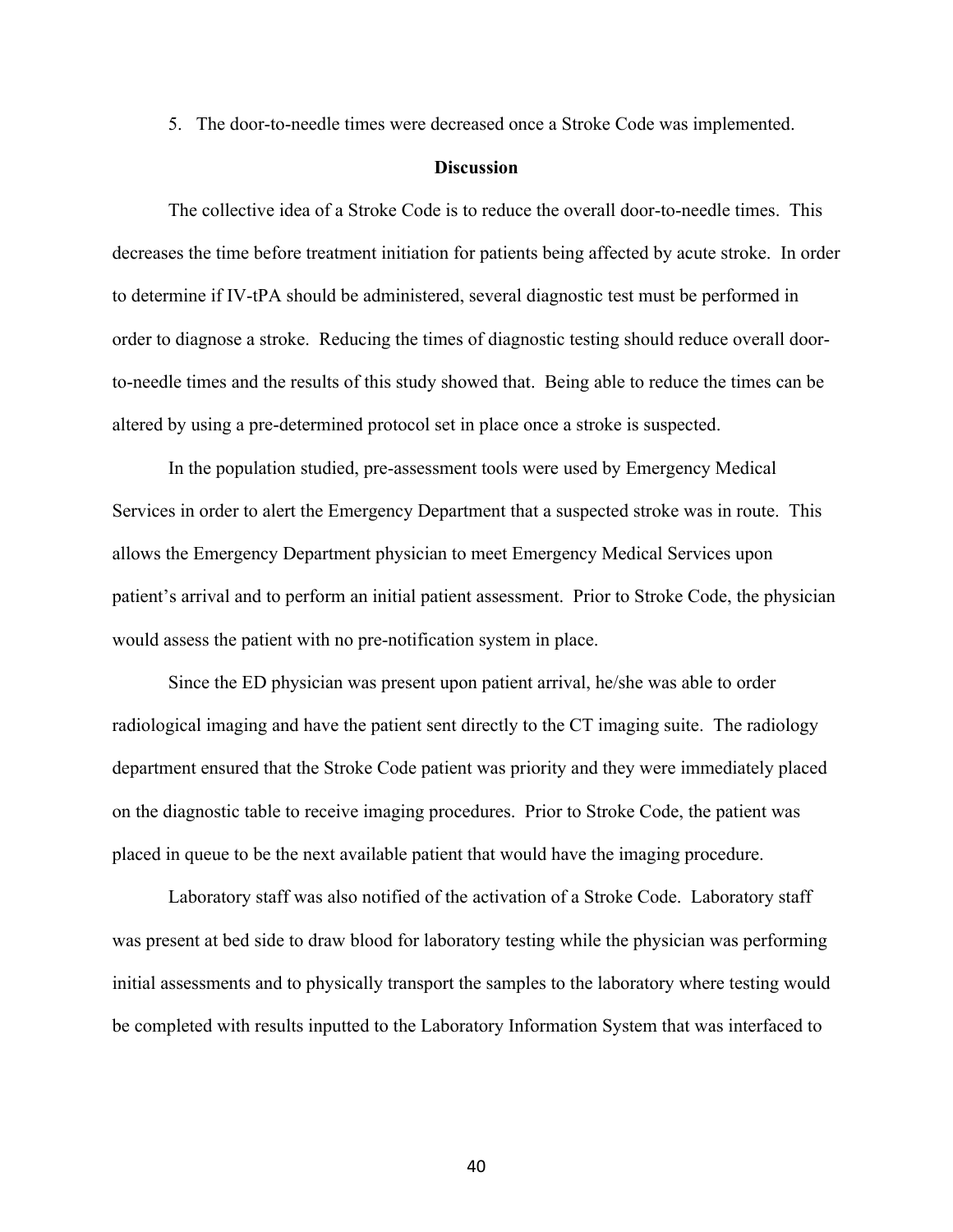5. The door-to-needle times were decreased once a Stroke Code was implemented.

## Discussion

The collective idea of a Stroke Code is to reduce the overall door-to-needle times. This decreases the time before treatment initiation for patients being affected by acute stroke. In order to determine if IV-tPA should be administered, several diagnostic test must be performed in order to diagnose a stroke. Reducing the times of diagnostic testing should reduce overall door-to-needle times and the results of this study showed that. Being able to reduce the times can be altered by using a pre-determined protocol set in place once a stroke is suspected.

In the population studied, pre-assessment tools were used by Emergency Medical Services in order to alert the Emergency Department that a suspected stroke was in route. This allows the Emergency Department physician to meet Emergency Medical Services upon patient's arrival and to perform an initial patient assessment. Prior to Stroke Code, the physician would assess the patient with no pre-notification system in place.

Since the ED physician was present upon patient arrival, he/she was able to order radiological imaging and have the patient sent directly to the CT imaging suite. The radiology department ensured that the Stroke Code patient was priority and they were immediately placed on the diagnostic table to receive imaging procedures. Prior to Stroke Code, the patient was placed in queue to be the next available patient that would have the imaging procedure.

Laboratory staff was also notified of the activation of a Stroke Code. Laboratory staff was present at bed side to draw blood for laboratory testing while the physician was performing initial assessments and to physically transport the samples to the laboratory where testing would be completed with results inputted to the Laboratory Information System that was interfaced to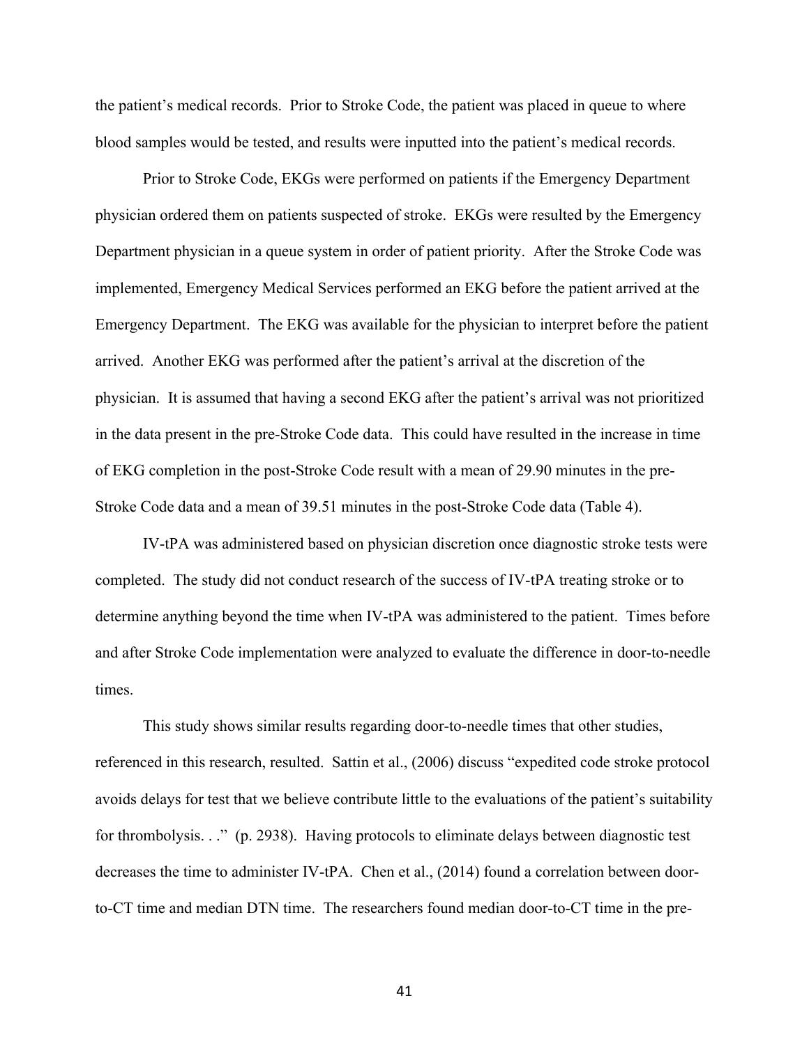the patient's medical records. Prior to Stroke Code, the patient was placed in queue to where blood samples would be tested, and results were inputted into the patient's medical records.

Prior to Stroke Code, EKGs were performed on patients if the Emergency Department physician ordered them on patients suspected of stroke. EKGs were resulted by the Emergency Department physician in a queue system in order of patient priority. After the Stroke Code was implemented, Emergency Medical Services performed an EKG before the patient arrived at the Emergency Department. The EKG was available for the physician to interpret before the patient arrived. Another EKG was performed after the patient's arrival at the discretion of the physician. It is assumed that having a second EKG after the patient's arrival was not prioritized in the data present in the pre-Stroke Code data. This could have resulted in the increase in time of EKG completion in the post-Stroke Code result with a mean of 29.90 minutes in the pre-Stroke Code data and a mean of 39.51 minutes in the post-Stroke Code data (Table 4).

IV-tPA was administered based on physician discretion once diagnostic stroke tests were completed. The study did not conduct research of the success of IV-tPA treating stroke or to determine anything beyond the time when IV-tPA was administered to the patient. Times before and after Stroke Code implementation were analyzed to evaluate the difference in door-to-needle times.

This study shows similar results regarding door-to-needle times that other studies, referenced in this research, resulted. Sattin et al., (2006) discuss "expedited code stroke protocol avoids delays for test that we believe contribute little to the evaluations of the patient's suitability for thrombolysis. . ." (p. 2938). Having protocols to eliminate delays between diagnostic test decreases the time to administer IV-tPA. Chen et al., (2014) found a correlation between door-to-CT time and median DTN time. The researchers found median door-to-CT time in the pre-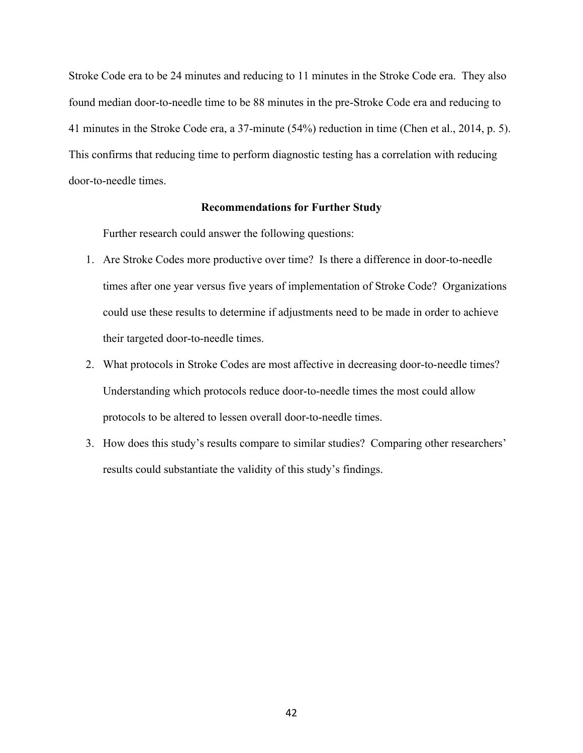Stroke Code era to be 24 minutes and reducing to 11 minutes in the Stroke Code era. They also found median door-to-needle time to be 88 minutes in the pre-Stroke Code era and reducing to 41 minutes in the Stroke Code era, a 37-minute (54%) reduction in time (Chen et al., 2014, p. 5). This confirms that reducing time to perform diagnostic testing has a correlation with reducing door-to-needle times.

## Recommendations for Further Study

Further research could answer the following questions:

1. Are Stroke Codes more productive over time? Is there a difference in door-to-needle times after one year versus five years of implementation of Stroke Code? Organizations could use these results to determine if adjustments need to be made in order to achieve their targeted door-to-needle times.
2. What protocols in Stroke Codes are most affective in decreasing door-to-needle times? Understanding which protocols reduce door-to-needle times the most could allow protocols to be altered to lessen overall door-to-needle times.
3. How does this study's results compare to similar studies? Comparing other researchers' results could substantiate the validity of this study's findings.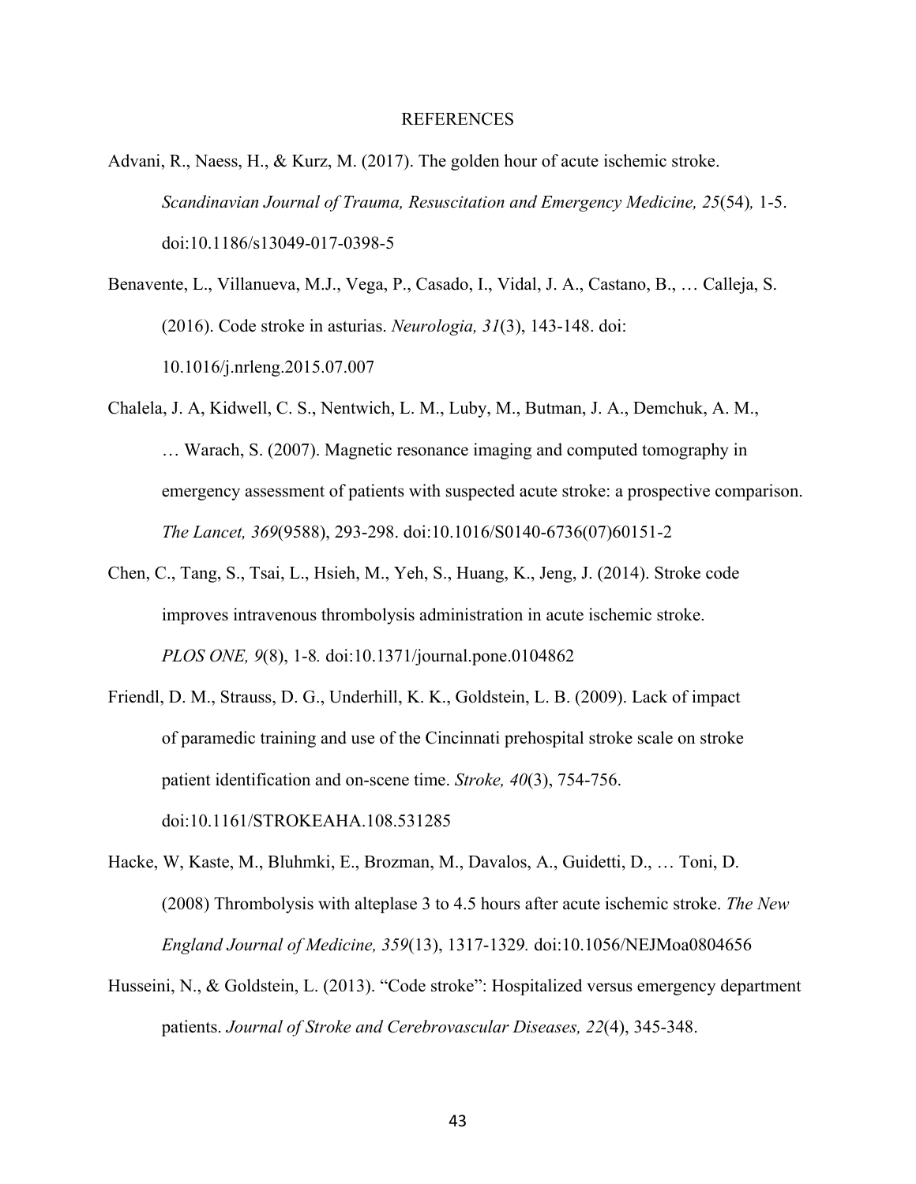# REFERENCES

Advani, R., Naess, H., & Kurz, M. (2017). The golden hour of acute ischemic stroke. *Scandinavian Journal of Trauma, Resuscitation and Emergency Medicine, 25*(54)*,* 1-5. doi:10.1186/s13049-017-0398-5

Benavente, L., Villanueva, M.J., Vega, P., Casado, I., Vidal, J. A., Castano, B., … Calleja, S. (2016). Code stroke in asturias. *Neurologia, 31*(3), 143-148. doi: 10.1016/j.nrleng.2015.07.007

Chalela, J. A, Kidwell, C. S., Nentwich, L. M., Luby, M., Butman, J. A., Demchuk, A. M., … Warach, S. (2007). Magnetic resonance imaging and computed tomography in emergency assessment of patients with suspected acute stroke: a prospective comparison. *The Lancet, 369*(9588), 293-298. doi:10.1016/S0140-6736(07)60151-2

Chen, C., Tang, S., Tsai, L., Hsieh, M., Yeh, S., Huang, K., Jeng, J. (2014). Stroke code improves intravenous thrombolysis administration in acute ischemic stroke. *PLOS ONE, 9*(8), 1-8*.* doi:10.1371/journal.pone.0104862

Friendl, D. M., Strauss, D. G., Underhill, K. K., Goldstein, L. B. (2009). Lack of impact of paramedic training and use of the Cincinnati prehospital stroke scale on stroke patient identification and on-scene time. *Stroke, 40*(3), 754-756. doi:10.1161/STROKEAHA.108.531285

Hacke, W, Kaste, M., Bluhmki, E., Brozman, M., Davalos, A., Guidetti, D., … Toni, D. (2008) Thrombolysis with alteplase 3 to 4.5 hours after acute ischemic stroke. *The New England Journal of Medicine, 359*(13), 1317-1329*.* doi:10.1056/NEJMoa0804656

Husseini, N., & Goldstein, L. (2013). "Code stroke": Hospitalized versus emergency department patients. *Journal of Stroke and Cerebrovascular Diseases, 22*(4), 345-348.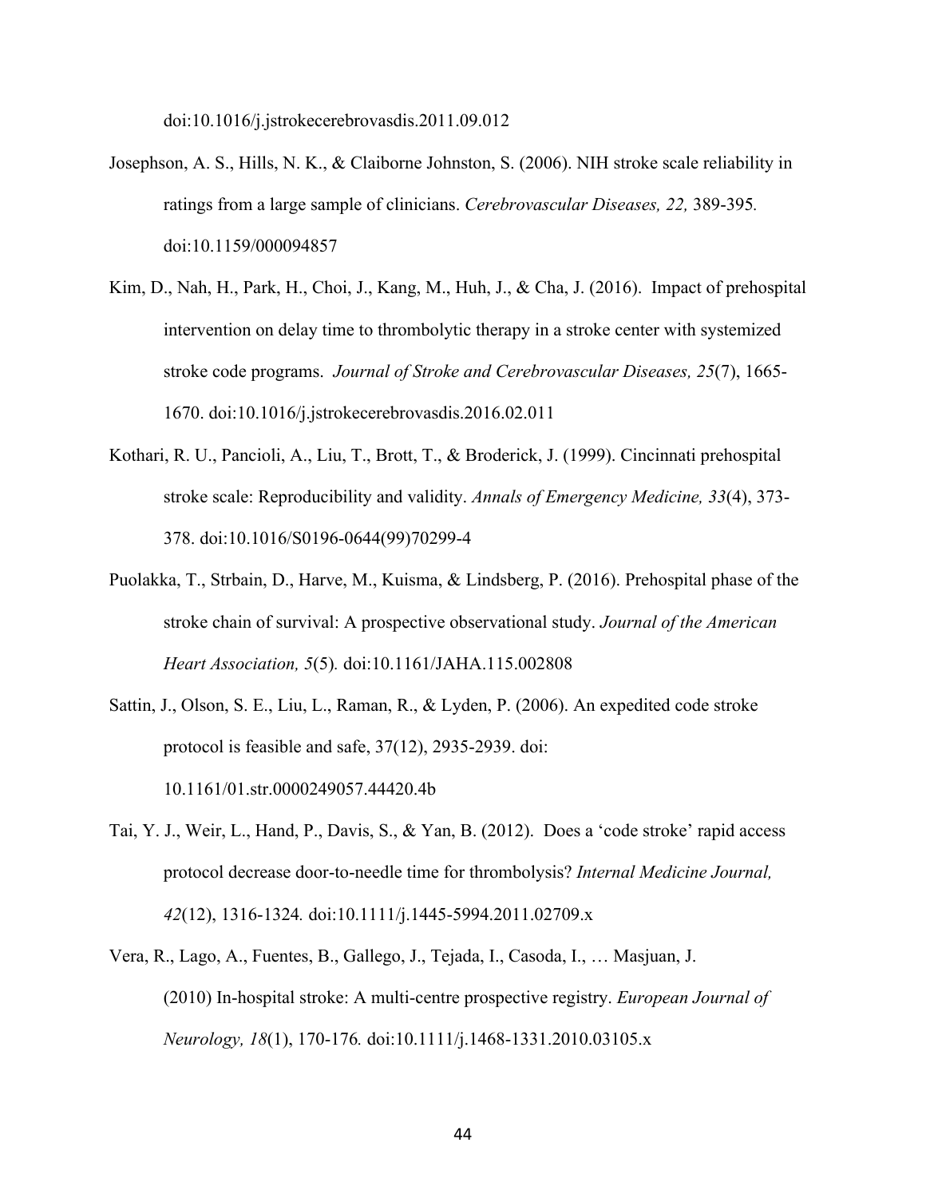doi:10.1016/j.jstrokecerebrovasdis.2011.09.012

Josephson, A. S., Hills, N. K., & Claiborne Johnston, S. (2006). NIH stroke scale reliability in ratings from a large sample of clinicians. *Cerebrovascular Diseases, 22,* 389-395*.* doi:10.1159/000094857

Kim, D., Nah, H., Park, H., Choi, J., Kang, M., Huh, J., & Cha, J. (2016). Impact of prehospital intervention on delay time to thrombolytic therapy in a stroke center with systemized stroke code programs. *Journal of Stroke and Cerebrovascular Diseases, 25*(7), 1665-1670. doi:10.1016/j.jstrokecerebrovasdis.2016.02.011

Kothari, R. U., Pancioli, A., Liu, T., Brott, T., & Broderick, J. (1999). Cincinnati prehospital stroke scale: Reproducibility and validity. *Annals of Emergency Medicine, 33*(4), 373-378. doi:10.1016/S0196-0644(99)70299-4

Puolakka, T., Strbain, D., Harve, M., Kuisma, & Lindsberg, P. (2016). Prehospital phase of the stroke chain of survival: A prospective observational study. *Journal of the American Heart Association, 5*(5)*.* doi:10.1161/JAHA.115.002808

Sattin, J., Olson, S. E., Liu, L., Raman, R., & Lyden, P. (2006). An expedited code stroke protocol is feasible and safe, 37(12), 2935-2939. doi: 10.1161/01.str.0000249057.44420.4b

Tai, Y. J., Weir, L., Hand, P., Davis, S., & Yan, B. (2012). Does a 'code stroke' rapid access protocol decrease door-to-needle time for thrombolysis? *Internal Medicine Journal, 42*(12), 1316-1324*.* doi:10.1111/j.1445-5994.2011.02709.x

Vera, R., Lago, A., Fuentes, B., Gallego, J., Tejada, I., Casoda, I., … Masjuan, J. (2010) In-hospital stroke: A multi-centre prospective registry. *European Journal of Neurology, 18*(1), 170-176*.* doi:10.1111/j.1468-1331.2010.03105.x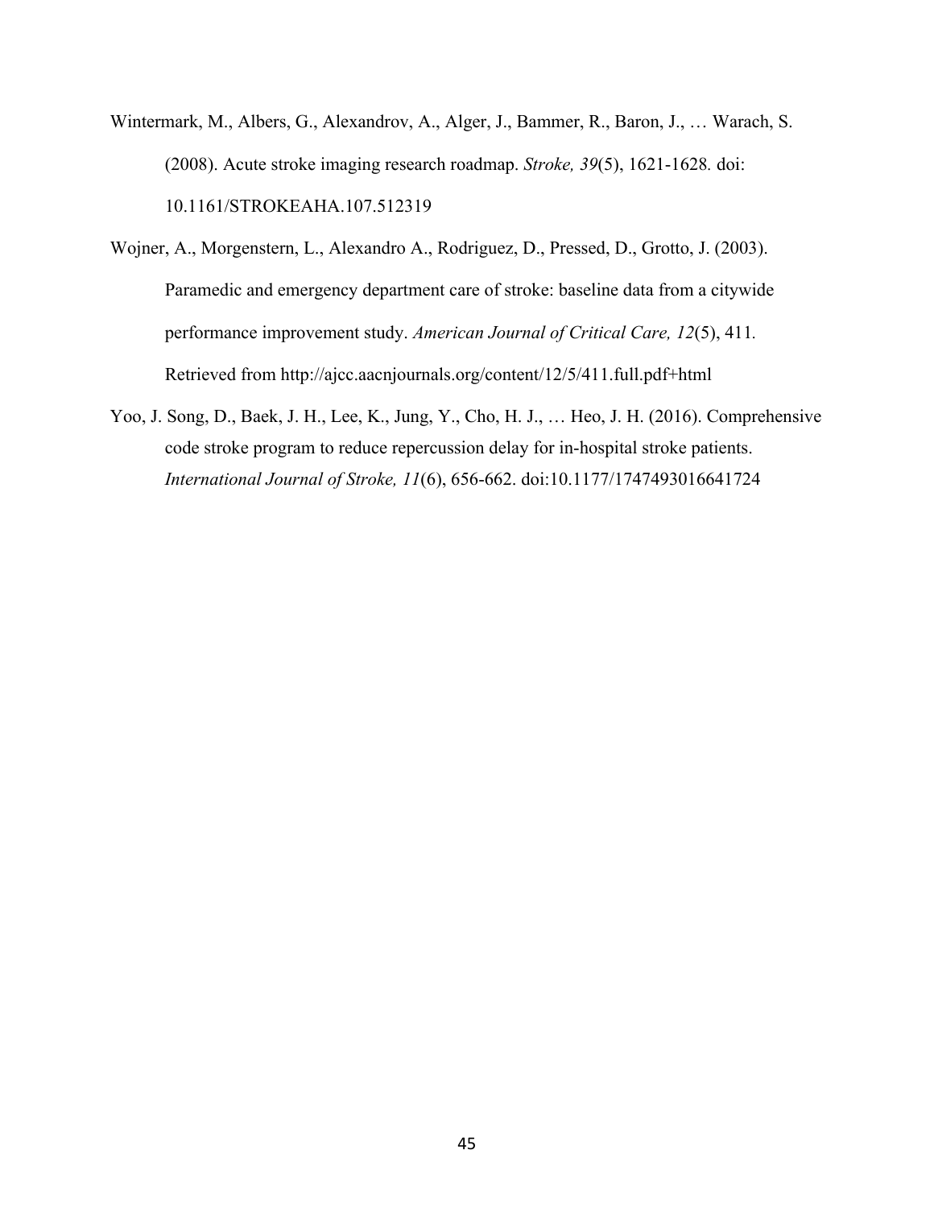Wintermark, M., Albers, G., Alexandrov, A., Alger, J., Bammer, R., Baron, J., … Warach, S. (2008). Acute stroke imaging research roadmap. *Stroke, 39*(5), 1621-1628. doi: 10.1161/STROKEAHA.107.512319

Wojner, A., Morgenstern, L., Alexandro A., Rodriguez, D., Pressed, D., Grotto, J. (2003). Paramedic and emergency department care of stroke: baseline data from a citywide performance improvement study. *American Journal of Critical Care, 12*(5), 411. Retrieved from http://ajcc.aacnjournals.org/content/12/5/411.full.pdf+html

Yoo, J. Song, D., Baek, J. H., Lee, K., Jung, Y., Cho, H. J., … Heo, J. H. (2016). Comprehensive code stroke program to reduce repercussion delay for in-hospital stroke patients. *International Journal of Stroke, 11*(6), 656-662. doi:10.1177/1747493016641724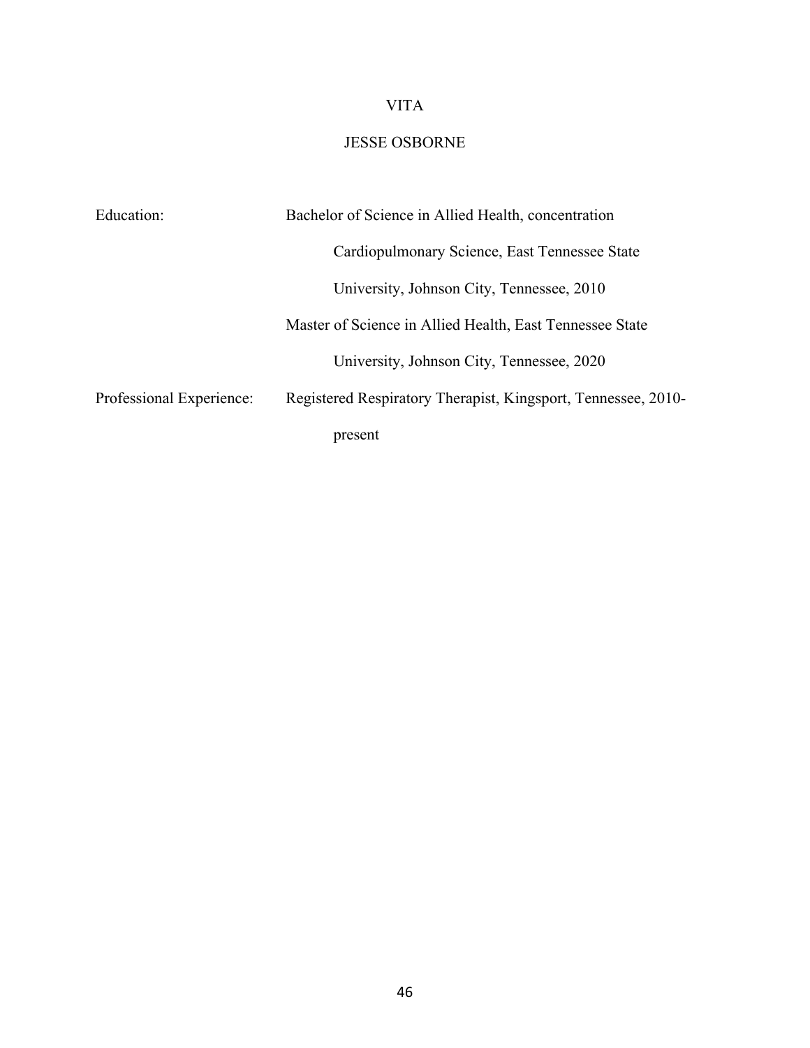# VITA

## JESSE OSBORNE

| | |
|---|---|
| Education: | Bachelor of Science in Allied Health, concentration Cardiopulmonary Science, East Tennessee State University, Johnson City, Tennessee, 2010 |
| | Master of Science in Allied Health, East Tennessee State University, Johnson City, Tennessee, 2020 |
| Professional Experience: | Registered Respiratory Therapist, Kingsport, Tennessee, 2010-present |